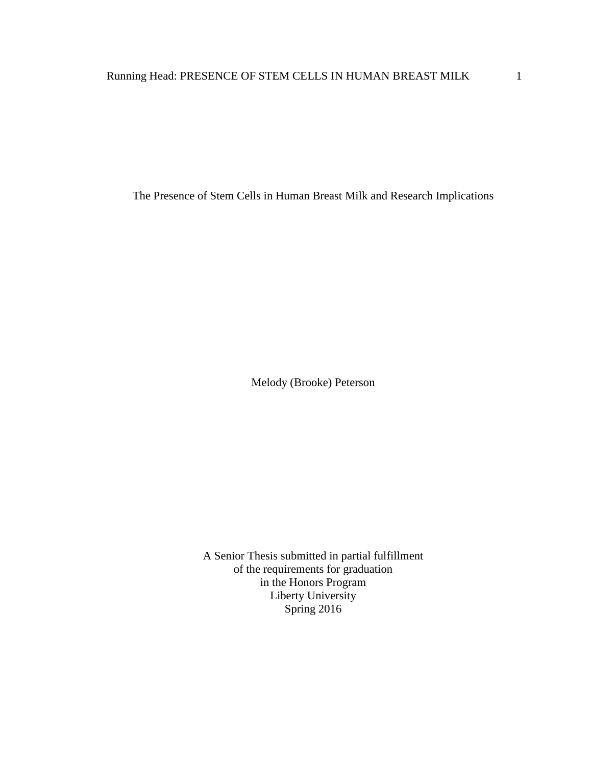# The Presence of Stem Cells in Human Breast Milk and Research Implications

Melody (Brooke) Peterson

A Senior Thesis submitted in partial fulfillment
of the requirements for graduation
in the Honors Program
Liberty University
Spring 2016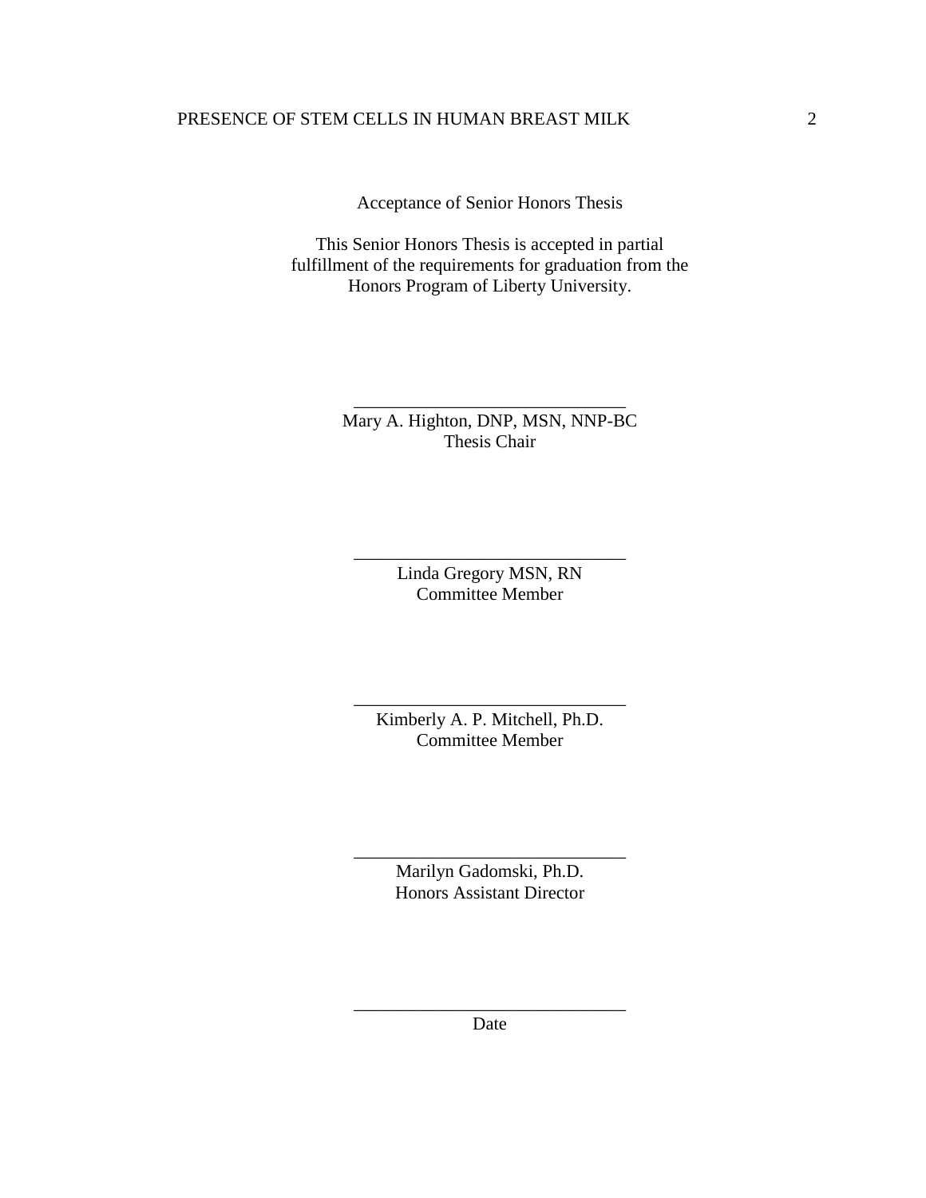Acceptance of Senior Honors Thesis

This Senior Honors Thesis is accepted in partial fulfillment of the requirements for graduation from the Honors Program of Liberty University.

______________________________
Mary A. Highton, DNP, MSN, NNP-BC
Thesis Chair

______________________________
Linda Gregory MSN, RN
Committee Member

______________________________
Kimberly A. P. Mitchell, Ph.D.
Committee Member

______________________________
Marilyn Gadomski, Ph.D.
Honors Assistant Director

______________________________
Date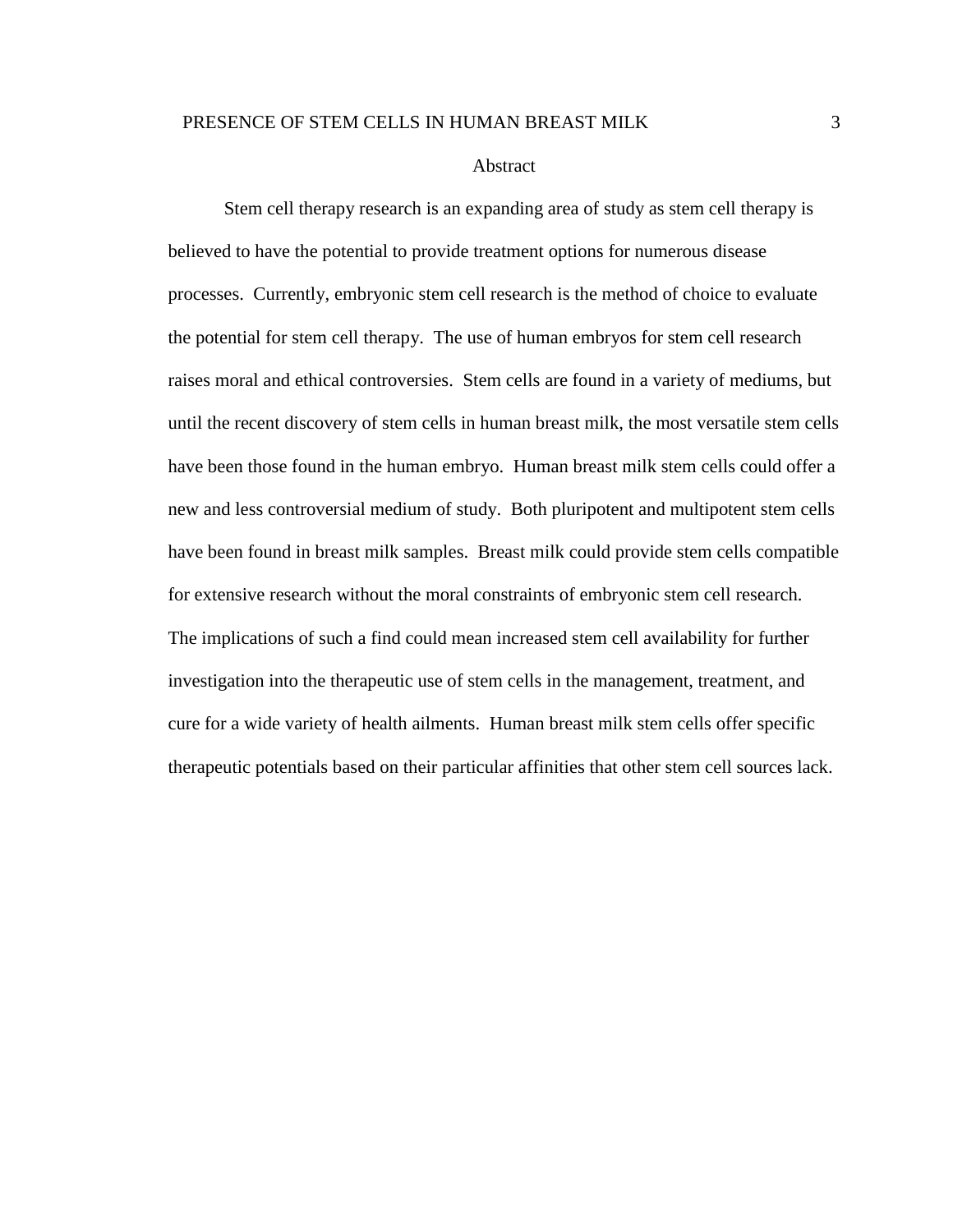# Abstract

Stem cell therapy research is an expanding area of study as stem cell therapy is believed to have the potential to provide treatment options for numerous disease processes. Currently, embryonic stem cell research is the method of choice to evaluate the potential for stem cell therapy. The use of human embryos for stem cell research raises moral and ethical controversies. Stem cells are found in a variety of mediums, but until the recent discovery of stem cells in human breast milk, the most versatile stem cells have been those found in the human embryo. Human breast milk stem cells could offer a new and less controversial medium of study. Both pluripotent and multipotent stem cells have been found in breast milk samples. Breast milk could provide stem cells compatible for extensive research without the moral constraints of embryonic stem cell research. The implications of such a find could mean increased stem cell availability for further investigation into the therapeutic use of stem cells in the management, treatment, and cure for a wide variety of health ailments. Human breast milk stem cells offer specific therapeutic potentials based on their particular affinities that other stem cell sources lack.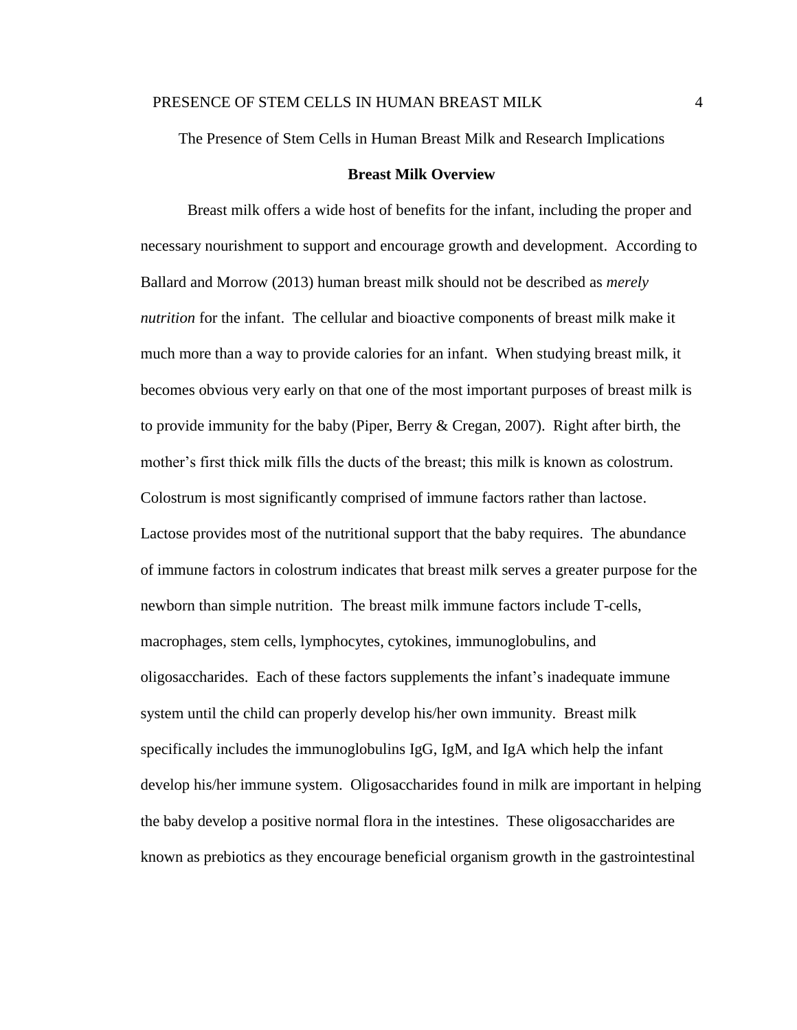The Presence of Stem Cells in Human Breast Milk and Research Implications

## Breast Milk Overview

Breast milk offers a wide host of benefits for the infant, including the proper and necessary nourishment to support and encourage growth and development. According to Ballard and Morrow (2013) human breast milk should not be described as *merely nutrition* for the infant. The cellular and bioactive components of breast milk make it much more than a way to provide calories for an infant. When studying breast milk, it becomes obvious very early on that one of the most important purposes of breast milk is to provide immunity for the baby (Piper, Berry & Cregan, 2007). Right after birth, the mother's first thick milk fills the ducts of the breast; this milk is known as colostrum. Colostrum is most significantly comprised of immune factors rather than lactose. Lactose provides most of the nutritional support that the baby requires. The abundance of immune factors in colostrum indicates that breast milk serves a greater purpose for the newborn than simple nutrition. The breast milk immune factors include T-cells, macrophages, stem cells, lymphocytes, cytokines, immunoglobulins, and oligosaccharides. Each of these factors supplements the infant's inadequate immune system until the child can properly develop his/her own immunity. Breast milk specifically includes the immunoglobulins IgG, IgM, and IgA which help the infant develop his/her immune system. Oligosaccharides found in milk are important in helping the baby develop a positive normal flora in the intestines. These oligosaccharides are known as prebiotics as they encourage beneficial organism growth in the gastrointestinal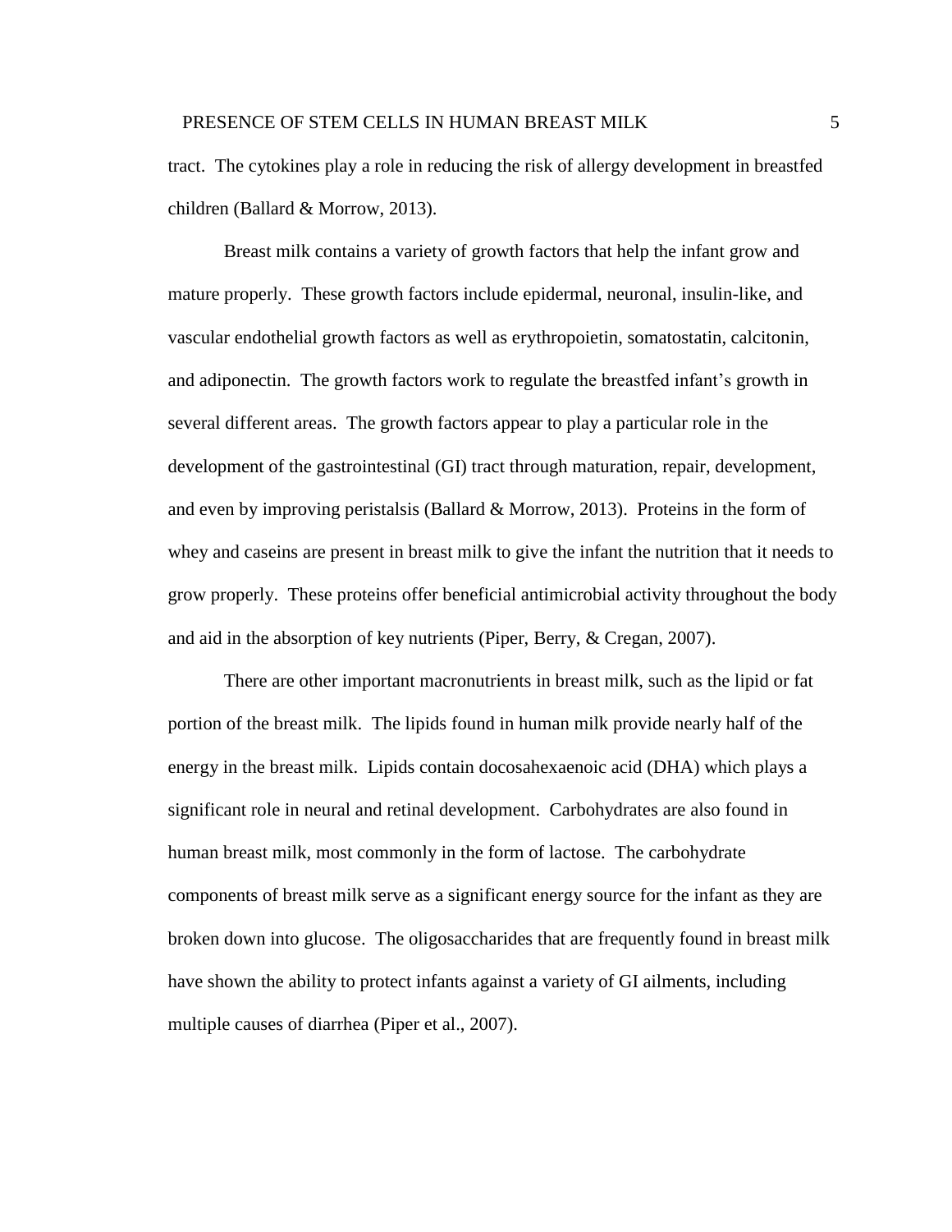tract. The cytokines play a role in reducing the risk of allergy development in breastfed children (Ballard & Morrow, 2013).

Breast milk contains a variety of growth factors that help the infant grow and mature properly. These growth factors include epidermal, neuronal, insulin-like, and vascular endothelial growth factors as well as erythropoietin, somatostatin, calcitonin, and adiponectin. The growth factors work to regulate the breastfed infant's growth in several different areas. The growth factors appear to play a particular role in the development of the gastrointestinal (GI) tract through maturation, repair, development, and even by improving peristalsis (Ballard & Morrow, 2013). Proteins in the form of whey and caseins are present in breast milk to give the infant the nutrition that it needs to grow properly. These proteins offer beneficial antimicrobial activity throughout the body and aid in the absorption of key nutrients (Piper, Berry, & Cregan, 2007).

There are other important macronutrients in breast milk, such as the lipid or fat portion of the breast milk. The lipids found in human milk provide nearly half of the energy in the breast milk. Lipids contain docosahexaenoic acid (DHA) which plays a significant role in neural and retinal development. Carbohydrates are also found in human breast milk, most commonly in the form of lactose. The carbohydrate components of breast milk serve as a significant energy source for the infant as they are broken down into glucose. The oligosaccharides that are frequently found in breast milk have shown the ability to protect infants against a variety of GI ailments, including multiple causes of diarrhea (Piper et al., 2007).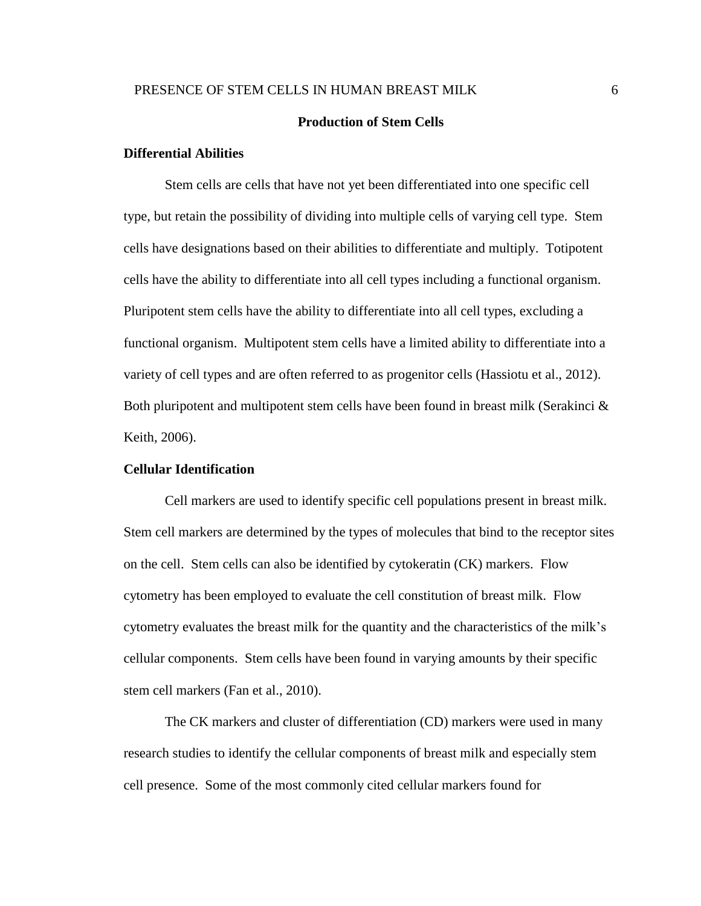# Production of Stem Cells

## Differential Abilities

Stem cells are cells that have not yet been differentiated into one specific cell type, but retain the possibility of dividing into multiple cells of varying cell type. Stem cells have designations based on their abilities to differentiate and multiply. Totipotent cells have the ability to differentiate into all cell types including a functional organism. Pluripotent stem cells have the ability to differentiate into all cell types, excluding a functional organism. Multipotent stem cells have a limited ability to differentiate into a variety of cell types and are often referred to as progenitor cells (Hassiotu et al., 2012). Both pluripotent and multipotent stem cells have been found in breast milk (Serakinci & Keith, 2006).

## Cellular Identification

Cell markers are used to identify specific cell populations present in breast milk. Stem cell markers are determined by the types of molecules that bind to the receptor sites on the cell. Stem cells can also be identified by cytokeratin (CK) markers. Flow cytometry has been employed to evaluate the cell constitution of breast milk. Flow cytometry evaluates the breast milk for the quantity and the characteristics of the milk's cellular components. Stem cells have been found in varying amounts by their specific stem cell markers (Fan et al., 2010).

The CK markers and cluster of differentiation (CD) markers were used in many research studies to identify the cellular components of breast milk and especially stem cell presence. Some of the most commonly cited cellular markers found for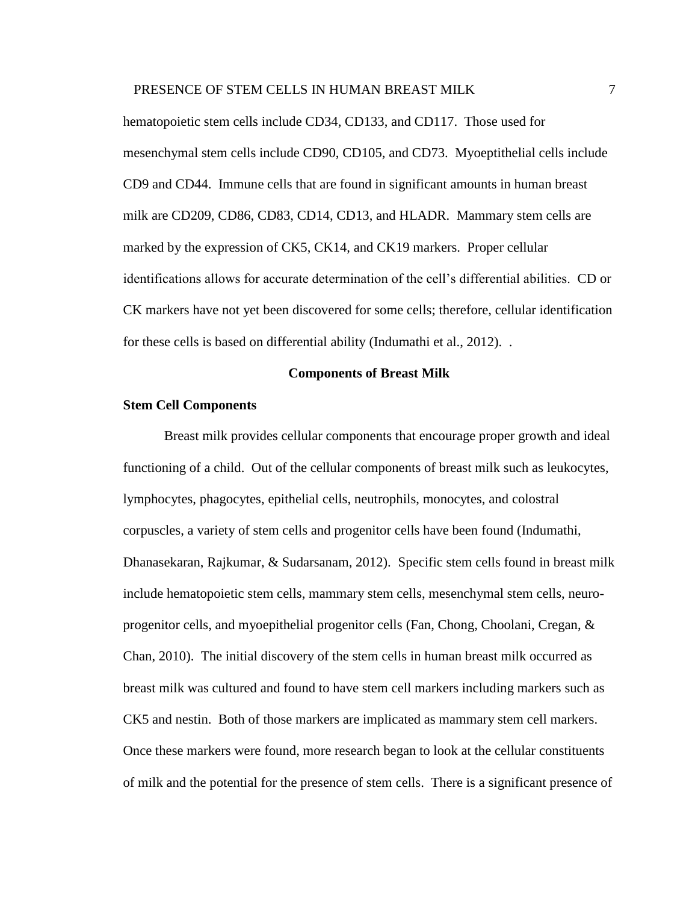hematopoietic stem cells include CD34, CD133, and CD117. Those used for mesenchymal stem cells include CD90, CD105, and CD73. Myoeptithelial cells include CD9 and CD44. Immune cells that are found in significant amounts in human breast milk are CD209, CD86, CD83, CD14, CD13, and HLADR. Mammary stem cells are marked by the expression of CK5, CK14, and CK19 markers. Proper cellular identifications allows for accurate determination of the cell's differential abilities. CD or CK markers have not yet been discovered for some cells; therefore, cellular identification for these cells is based on differential ability (Indumathi et al., 2012). .

## Components of Breast Milk

### Stem Cell Components

Breast milk provides cellular components that encourage proper growth and ideal functioning of a child. Out of the cellular components of breast milk such as leukocytes, lymphocytes, phagocytes, epithelial cells, neutrophils, monocytes, and colostral corpuscles, a variety of stem cells and progenitor cells have been found (Indumathi, Dhanasekaran, Rajkumar, & Sudarsanam, 2012). Specific stem cells found in breast milk include hematopoietic stem cells, mammary stem cells, mesenchymal stem cells, neuro-progenitor cells, and myoepithelial progenitor cells (Fan, Chong, Choolani, Cregan, & Chan, 2010). The initial discovery of the stem cells in human breast milk occurred as breast milk was cultured and found to have stem cell markers including markers such as CK5 and nestin. Both of those markers are implicated as mammary stem cell markers. Once these markers were found, more research began to look at the cellular constituents of milk and the potential for the presence of stem cells. There is a significant presence of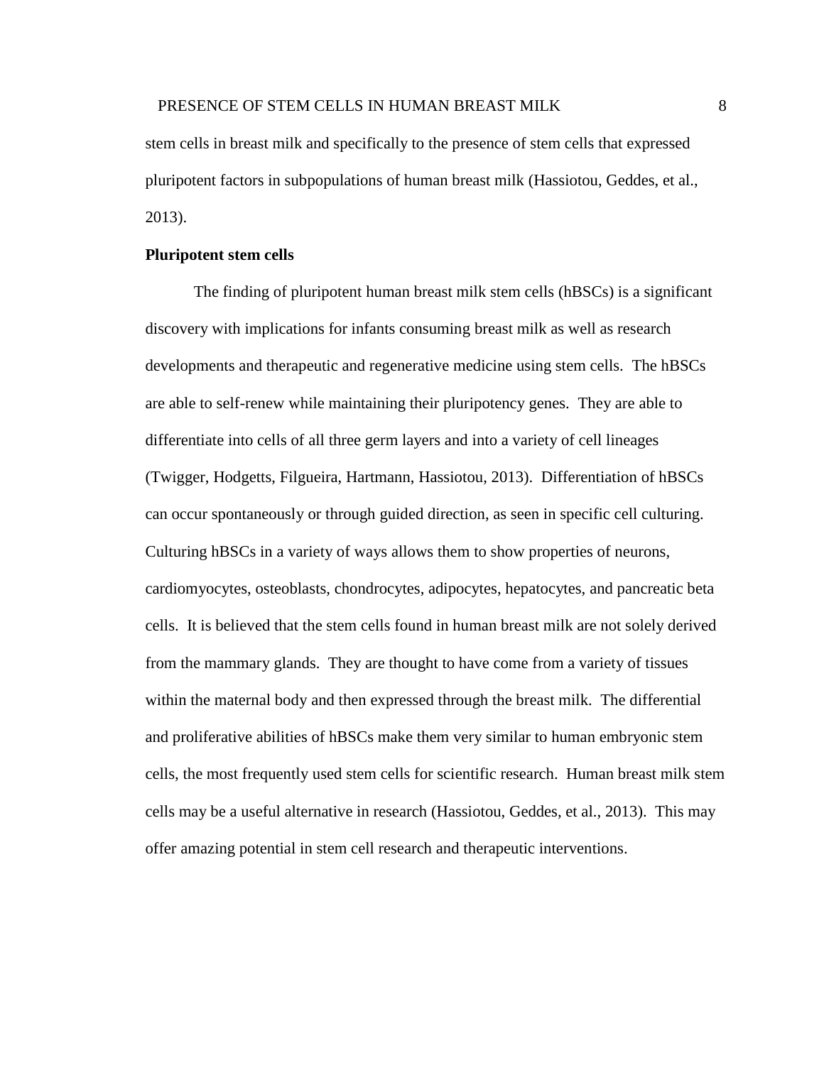stem cells in breast milk and specifically to the presence of stem cells that expressed pluripotent factors in subpopulations of human breast milk (Hassiotou, Geddes, et al., 2013).

**Pluripotent stem cells**

The finding of pluripotent human breast milk stem cells (hBSCs) is a significant discovery with implications for infants consuming breast milk as well as research developments and therapeutic and regenerative medicine using stem cells. The hBSCs are able to self-renew while maintaining their pluripotency genes. They are able to differentiate into cells of all three germ layers and into a variety of cell lineages (Twigger, Hodgetts, Filgueira, Hartmann, Hassiotou, 2013). Differentiation of hBSCs can occur spontaneously or through guided direction, as seen in specific cell culturing. Culturing hBSCs in a variety of ways allows them to show properties of neurons, cardiomyocytes, osteoblasts, chondrocytes, adipocytes, hepatocytes, and pancreatic beta cells. It is believed that the stem cells found in human breast milk are not solely derived from the mammary glands. They are thought to have come from a variety of tissues within the maternal body and then expressed through the breast milk. The differential and proliferative abilities of hBSCs make them very similar to human embryonic stem cells, the most frequently used stem cells for scientific research. Human breast milk stem cells may be a useful alternative in research (Hassiotou, Geddes, et al., 2013). This may offer amazing potential in stem cell research and therapeutic interventions.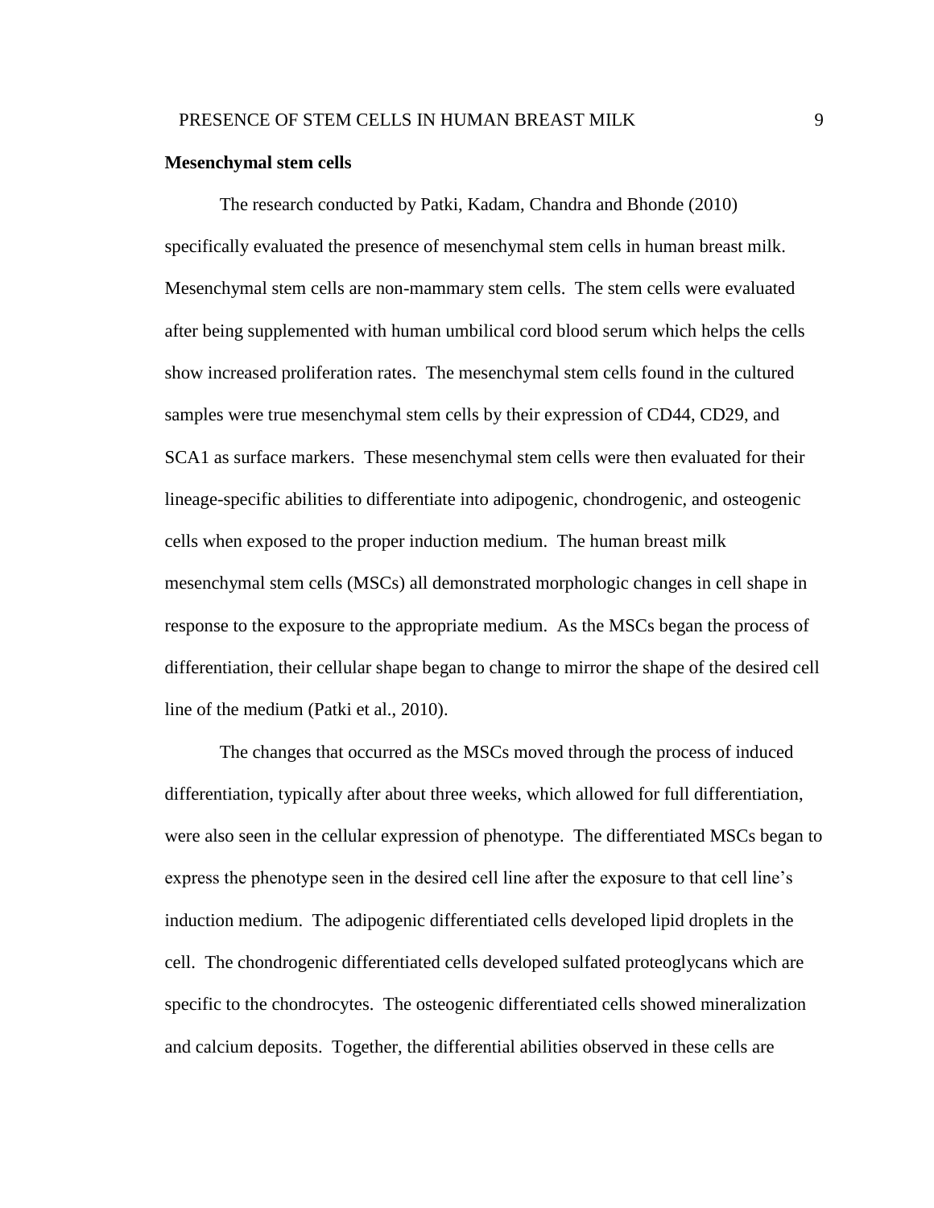**Mesenchymal stem cells**

The research conducted by Patki, Kadam, Chandra and Bhonde (2010) specifically evaluated the presence of mesenchymal stem cells in human breast milk. Mesenchymal stem cells are non-mammary stem cells. The stem cells were evaluated after being supplemented with human umbilical cord blood serum which helps the cells show increased proliferation rates. The mesenchymal stem cells found in the cultured samples were true mesenchymal stem cells by their expression of CD44, CD29, and SCA1 as surface markers. These mesenchymal stem cells were then evaluated for their lineage-specific abilities to differentiate into adipogenic, chondrogenic, and osteogenic cells when exposed to the proper induction medium. The human breast milk mesenchymal stem cells (MSCs) all demonstrated morphologic changes in cell shape in response to the exposure to the appropriate medium. As the MSCs began the process of differentiation, their cellular shape began to change to mirror the shape of the desired cell line of the medium (Patki et al., 2010).

The changes that occurred as the MSCs moved through the process of induced differentiation, typically after about three weeks, which allowed for full differentiation, were also seen in the cellular expression of phenotype. The differentiated MSCs began to express the phenotype seen in the desired cell line after the exposure to that cell line's induction medium. The adipogenic differentiated cells developed lipid droplets in the cell. The chondrogenic differentiated cells developed sulfated proteoglycans which are specific to the chondrocytes. The osteogenic differentiated cells showed mineralization and calcium deposits. Together, the differential abilities observed in these cells are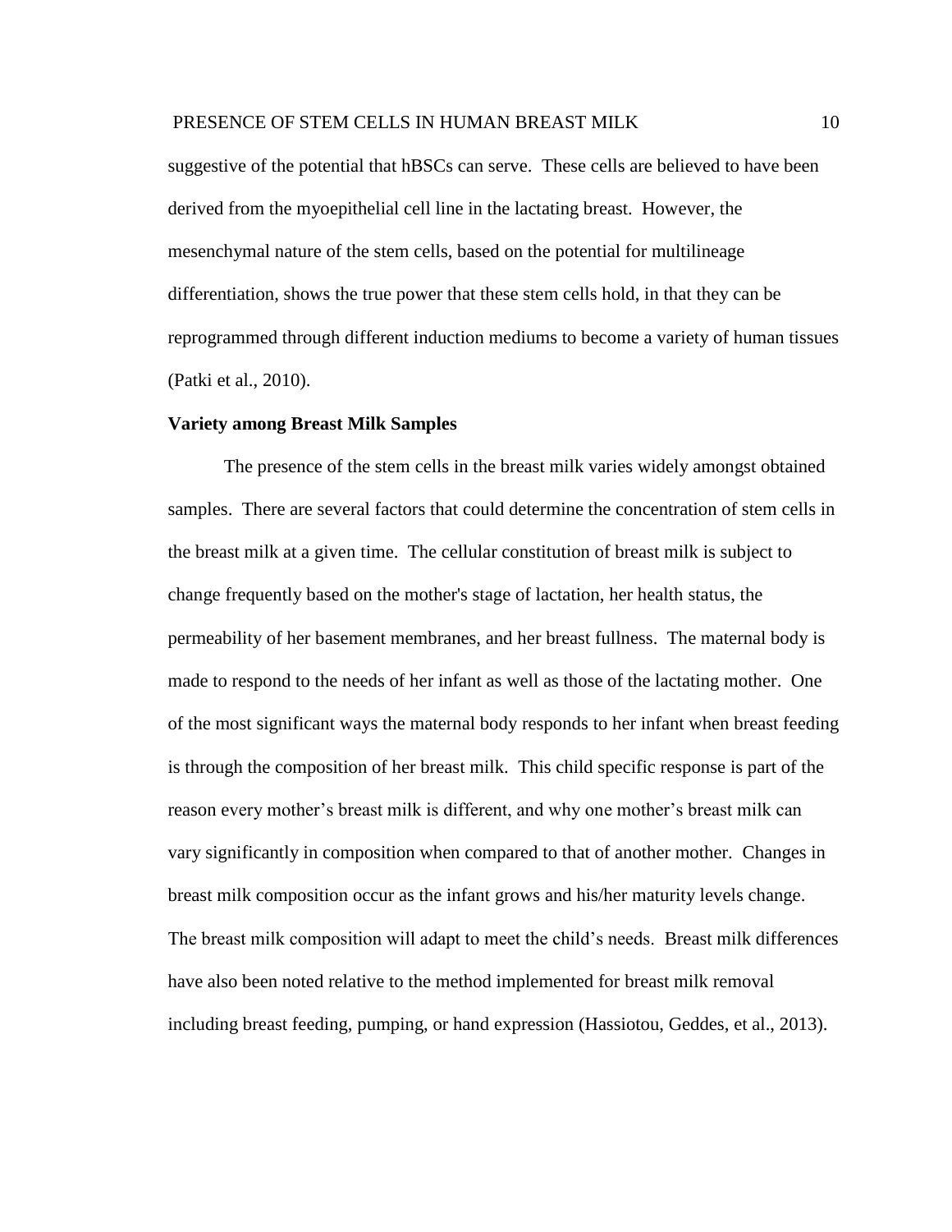suggestive of the potential that hBSCs can serve. These cells are believed to have been derived from the myoepithelial cell line in the lactating breast. However, the mesenchymal nature of the stem cells, based on the potential for multilineage differentiation, shows the true power that these stem cells hold, in that they can be reprogrammed through different induction mediums to become a variety of human tissues (Patki et al., 2010).

**Variety among Breast Milk Samples**

The presence of the stem cells in the breast milk varies widely amongst obtained samples. There are several factors that could determine the concentration of stem cells in the breast milk at a given time. The cellular constitution of breast milk is subject to change frequently based on the mother's stage of lactation, her health status, the permeability of her basement membranes, and her breast fullness. The maternal body is made to respond to the needs of her infant as well as those of the lactating mother. One of the most significant ways the maternal body responds to her infant when breast feeding is through the composition of her breast milk. This child specific response is part of the reason every mother's breast milk is different, and why one mother's breast milk can vary significantly in composition when compared to that of another mother. Changes in breast milk composition occur as the infant grows and his/her maturity levels change. The breast milk composition will adapt to meet the child's needs. Breast milk differences have also been noted relative to the method implemented for breast milk removal including breast feeding, pumping, or hand expression (Hassiotou, Geddes, et al., 2013).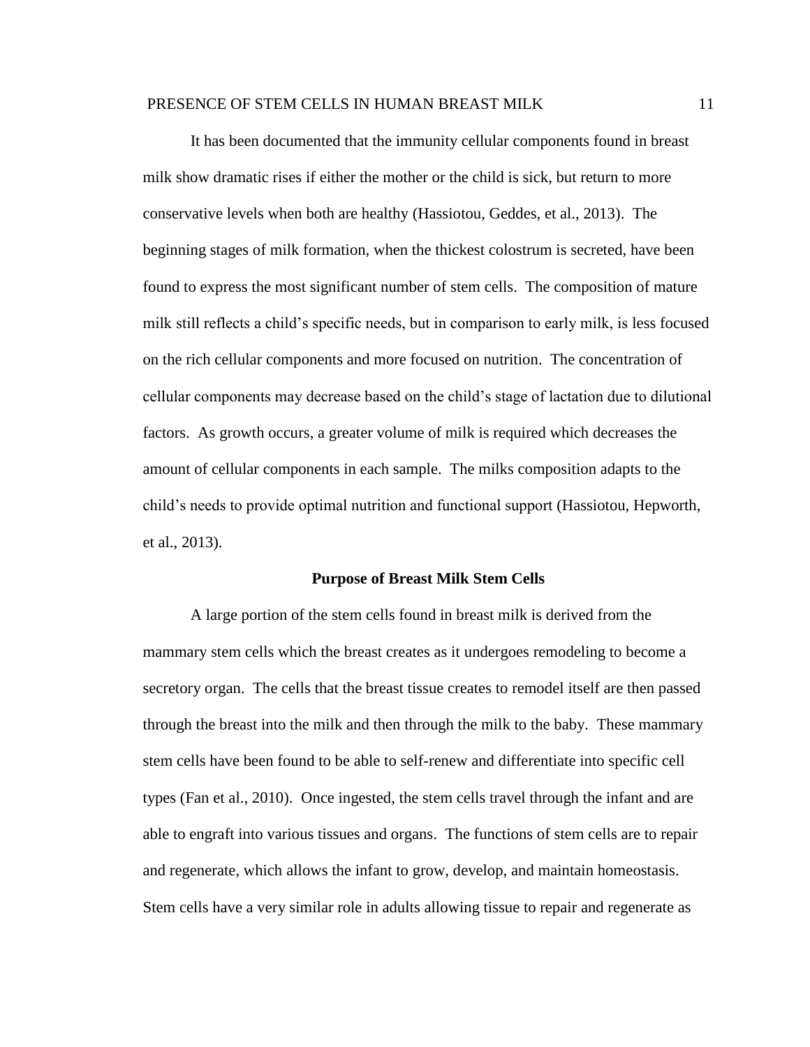It has been documented that the immunity cellular components found in breast milk show dramatic rises if either the mother or the child is sick, but return to more conservative levels when both are healthy (Hassiotou, Geddes, et al., 2013). The beginning stages of milk formation, when the thickest colostrum is secreted, have been found to express the most significant number of stem cells. The composition of mature milk still reflects a child's specific needs, but in comparison to early milk, is less focused on the rich cellular components and more focused on nutrition. The concentration of cellular components may decrease based on the child's stage of lactation due to dilutional factors. As growth occurs, a greater volume of milk is required which decreases the amount of cellular components in each sample. The milks composition adapts to the child's needs to provide optimal nutrition and functional support (Hassiotou, Hepworth, et al., 2013).

## Purpose of Breast Milk Stem Cells

A large portion of the stem cells found in breast milk is derived from the mammary stem cells which the breast creates as it undergoes remodeling to become a secretory organ. The cells that the breast tissue creates to remodel itself are then passed through the breast into the milk and then through the milk to the baby. These mammary stem cells have been found to be able to self-renew and differentiate into specific cell types (Fan et al., 2010). Once ingested, the stem cells travel through the infant and are able to engraft into various tissues and organs. The functions of stem cells are to repair and regenerate, which allows the infant to grow, develop, and maintain homeostasis. Stem cells have a very similar role in adults allowing tissue to repair and regenerate as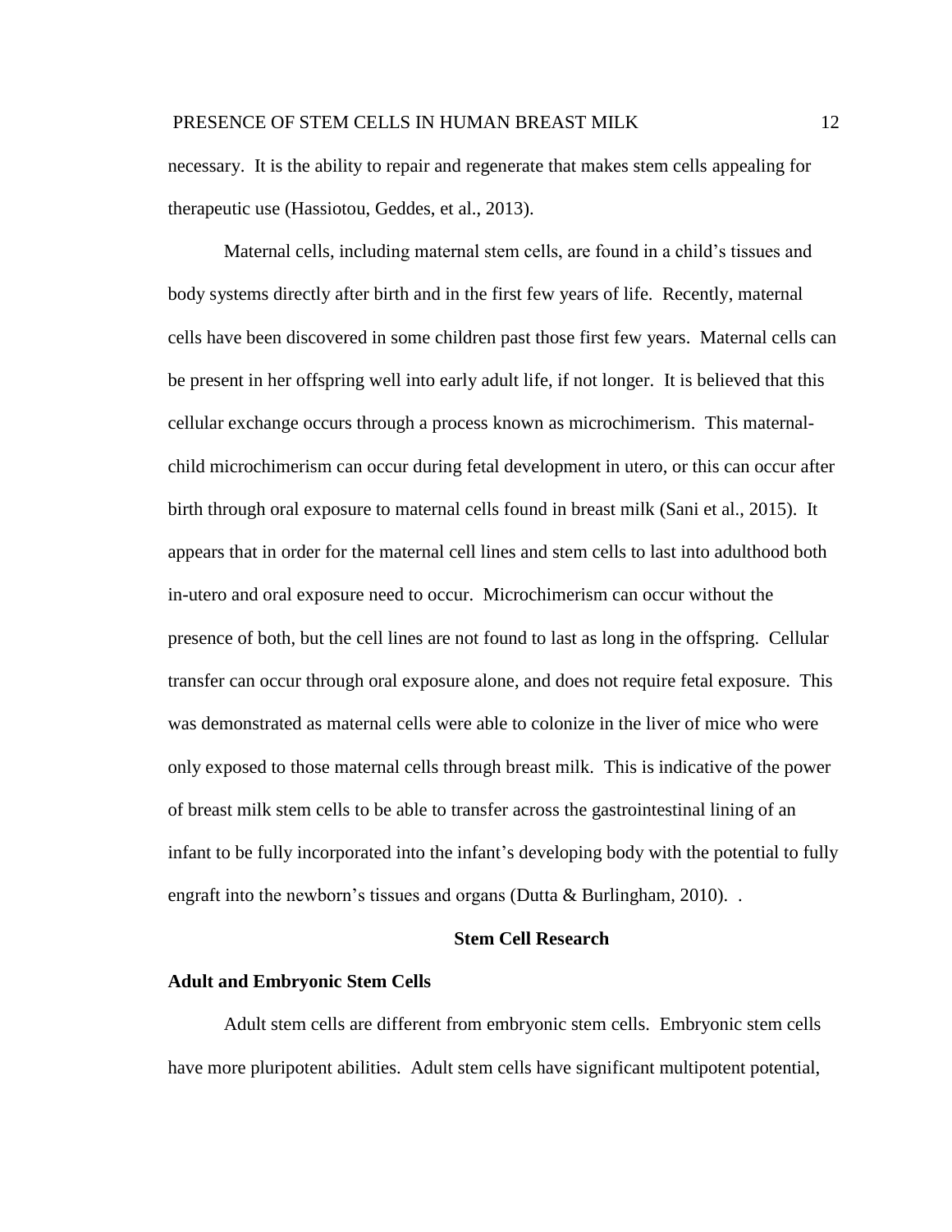necessary. It is the ability to repair and regenerate that makes stem cells appealing for therapeutic use (Hassiotou, Geddes, et al., 2013).

Maternal cells, including maternal stem cells, are found in a child's tissues and body systems directly after birth and in the first few years of life. Recently, maternal cells have been discovered in some children past those first few years. Maternal cells can be present in her offspring well into early adult life, if not longer. It is believed that this cellular exchange occurs through a process known as microchimerism. This maternal-child microchimerism can occur during fetal development in utero, or this can occur after birth through oral exposure to maternal cells found in breast milk (Sani et al., 2015). It appears that in order for the maternal cell lines and stem cells to last into adulthood both in-utero and oral exposure need to occur. Microchimerism can occur without the presence of both, but the cell lines are not found to last as long in the offspring. Cellular transfer can occur through oral exposure alone, and does not require fetal exposure. This was demonstrated as maternal cells were able to colonize in the liver of mice who were only exposed to those maternal cells through breast milk. This is indicative of the power of breast milk stem cells to be able to transfer across the gastrointestinal lining of an infant to be fully incorporated into the infant's developing body with the potential to fully engraft into the newborn's tissues and organs (Dutta & Burlingham, 2010). .

## Stem Cell Research

### Adult and Embryonic Stem Cells

Adult stem cells are different from embryonic stem cells. Embryonic stem cells have more pluripotent abilities. Adult stem cells have significant multipotent potential,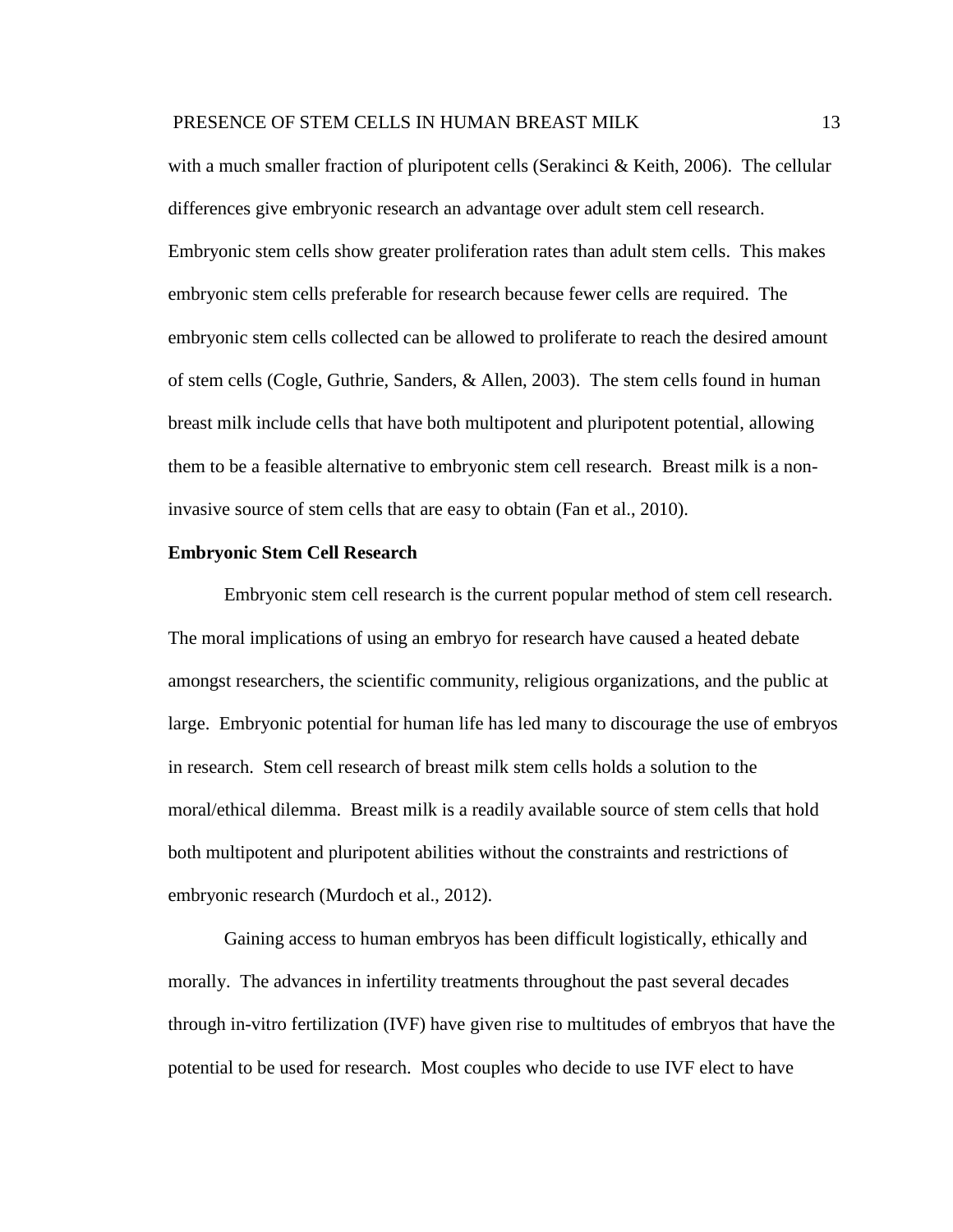with a much smaller fraction of pluripotent cells (Serakinci & Keith, 2006). The cellular differences give embryonic research an advantage over adult stem cell research. Embryonic stem cells show greater proliferation rates than adult stem cells. This makes embryonic stem cells preferable for research because fewer cells are required. The embryonic stem cells collected can be allowed to proliferate to reach the desired amount of stem cells (Cogle, Guthrie, Sanders, & Allen, 2003). The stem cells found in human breast milk include cells that have both multipotent and pluripotent potential, allowing them to be a feasible alternative to embryonic stem cell research. Breast milk is a non-invasive source of stem cells that are easy to obtain (Fan et al., 2010).

**Embryonic Stem Cell Research**

Embryonic stem cell research is the current popular method of stem cell research. The moral implications of using an embryo for research have caused a heated debate amongst researchers, the scientific community, religious organizations, and the public at large. Embryonic potential for human life has led many to discourage the use of embryos in research. Stem cell research of breast milk stem cells holds a solution to the moral/ethical dilemma. Breast milk is a readily available source of stem cells that hold both multipotent and pluripotent abilities without the constraints and restrictions of embryonic research (Murdoch et al., 2012).

Gaining access to human embryos has been difficult logistically, ethically and morally. The advances in infertility treatments throughout the past several decades through in-vitro fertilization (IVF) have given rise to multitudes of embryos that have the potential to be used for research. Most couples who decide to use IVF elect to have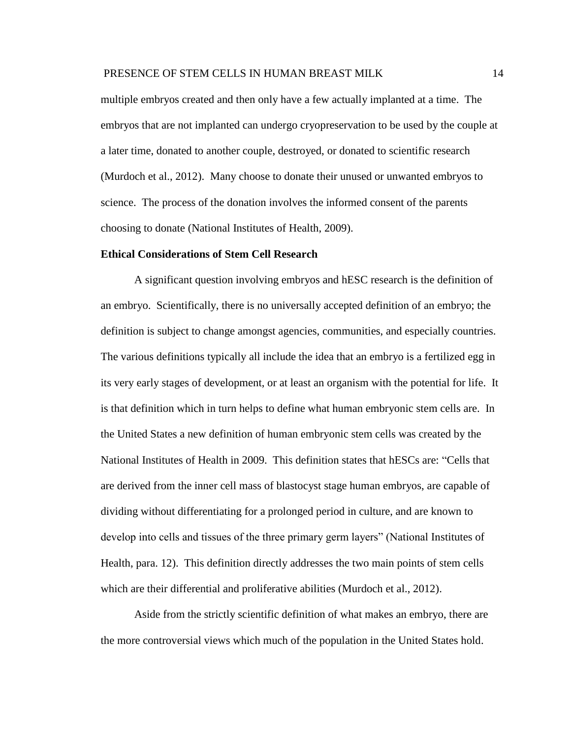multiple embryos created and then only have a few actually implanted at a time. The embryos that are not implanted can undergo cryopreservation to be used by the couple at a later time, donated to another couple, destroyed, or donated to scientific research (Murdoch et al., 2012). Many choose to donate their unused or unwanted embryos to science. The process of the donation involves the informed consent of the parents choosing to donate (National Institutes of Health, 2009).

**Ethical Considerations of Stem Cell Research**

A significant question involving embryos and hESC research is the definition of an embryo. Scientifically, there is no universally accepted definition of an embryo; the definition is subject to change amongst agencies, communities, and especially countries. The various definitions typically all include the idea that an embryo is a fertilized egg in its very early stages of development, or at least an organism with the potential for life. It is that definition which in turn helps to define what human embryonic stem cells are. In the United States a new definition of human embryonic stem cells was created by the National Institutes of Health in 2009. This definition states that hESCs are: "Cells that are derived from the inner cell mass of blastocyst stage human embryos, are capable of dividing without differentiating for a prolonged period in culture, and are known to develop into cells and tissues of the three primary germ layers" (National Institutes of Health, para. 12). This definition directly addresses the two main points of stem cells which are their differential and proliferative abilities (Murdoch et al., 2012).

Aside from the strictly scientific definition of what makes an embryo, there are the more controversial views which much of the population in the United States hold.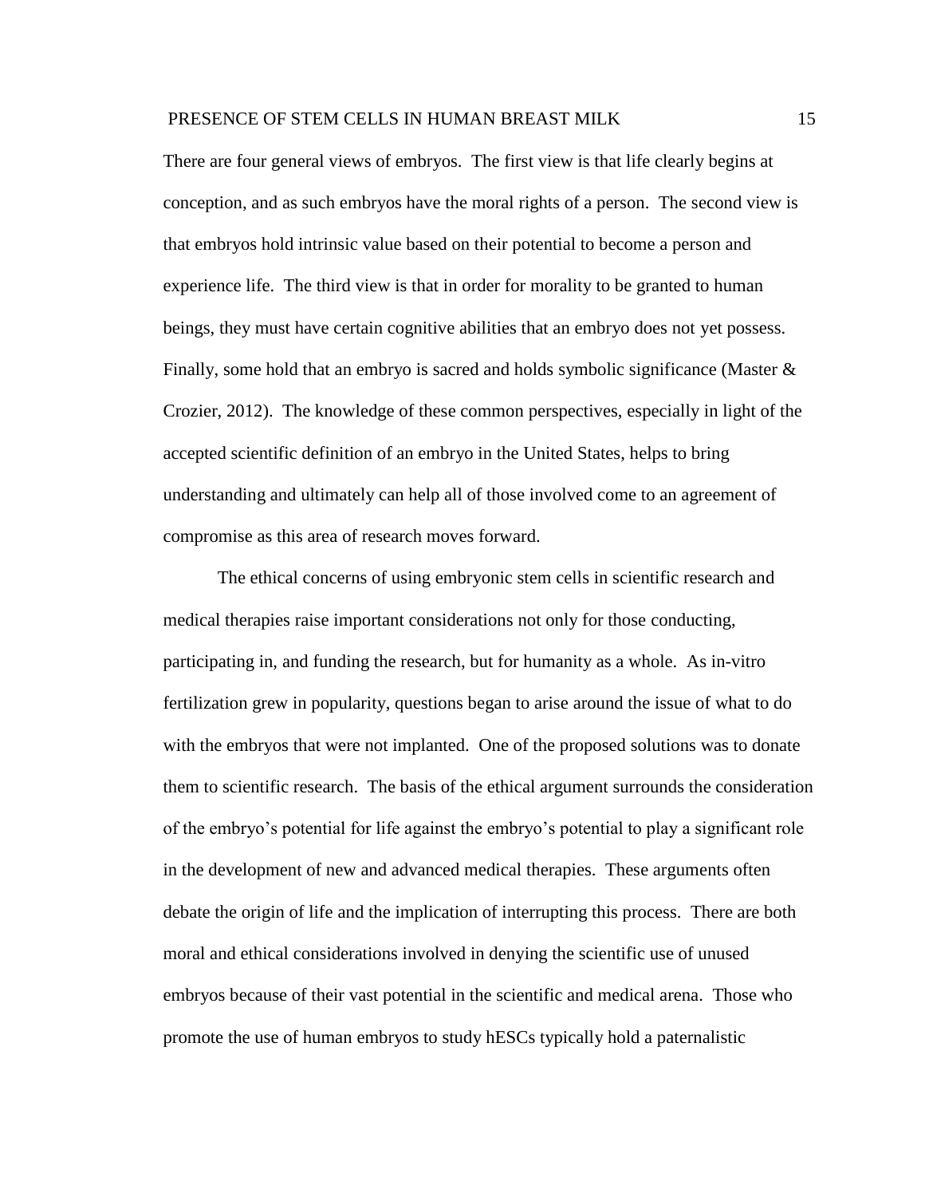There are four general views of embryos. The first view is that life clearly begins at conception, and as such embryos have the moral rights of a person. The second view is that embryos hold intrinsic value based on their potential to become a person and experience life. The third view is that in order for morality to be granted to human beings, they must have certain cognitive abilities that an embryo does not yet possess. Finally, some hold that an embryo is sacred and holds symbolic significance (Master & Crozier, 2012). The knowledge of these common perspectives, especially in light of the accepted scientific definition of an embryo in the United States, helps to bring understanding and ultimately can help all of those involved come to an agreement of compromise as this area of research moves forward.

The ethical concerns of using embryonic stem cells in scientific research and medical therapies raise important considerations not only for those conducting, participating in, and funding the research, but for humanity as a whole. As in-vitro fertilization grew in popularity, questions began to arise around the issue of what to do with the embryos that were not implanted. One of the proposed solutions was to donate them to scientific research. The basis of the ethical argument surrounds the consideration of the embryo's potential for life against the embryo's potential to play a significant role in the development of new and advanced medical therapies. These arguments often debate the origin of life and the implication of interrupting this process. There are both moral and ethical considerations involved in denying the scientific use of unused embryos because of their vast potential in the scientific and medical arena. Those who promote the use of human embryos to study hESCs typically hold a paternalistic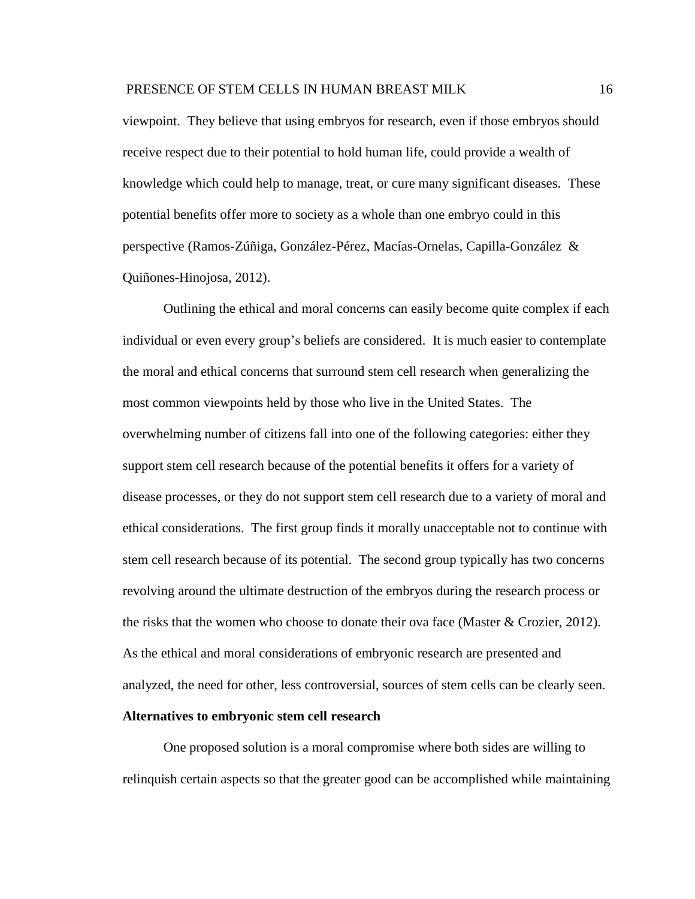viewpoint. They believe that using embryos for research, even if those embryos should receive respect due to their potential to hold human life, could provide a wealth of knowledge which could help to manage, treat, or cure many significant diseases. These potential benefits offer more to society as a whole than one embryo could in this perspective (Ramos-Zúñiga, González-Pérez, Macías-Ornelas, Capilla-González & Quiñones-Hinojosa, 2012).

Outlining the ethical and moral concerns can easily become quite complex if each individual or even every group's beliefs are considered. It is much easier to contemplate the moral and ethical concerns that surround stem cell research when generalizing the most common viewpoints held by those who live in the United States. The overwhelming number of citizens fall into one of the following categories: either they support stem cell research because of the potential benefits it offers for a variety of disease processes, or they do not support stem cell research due to a variety of moral and ethical considerations. The first group finds it morally unacceptable not to continue with stem cell research because of its potential. The second group typically has two concerns revolving around the ultimate destruction of the embryos during the research process or the risks that the women who choose to donate their ova face (Master & Crozier, 2012). As the ethical and moral considerations of embryonic research are presented and analyzed, the need for other, less controversial, sources of stem cells can be clearly seen.

**Alternatives to embryonic stem cell research**

One proposed solution is a moral compromise where both sides are willing to relinquish certain aspects so that the greater good can be accomplished while maintaining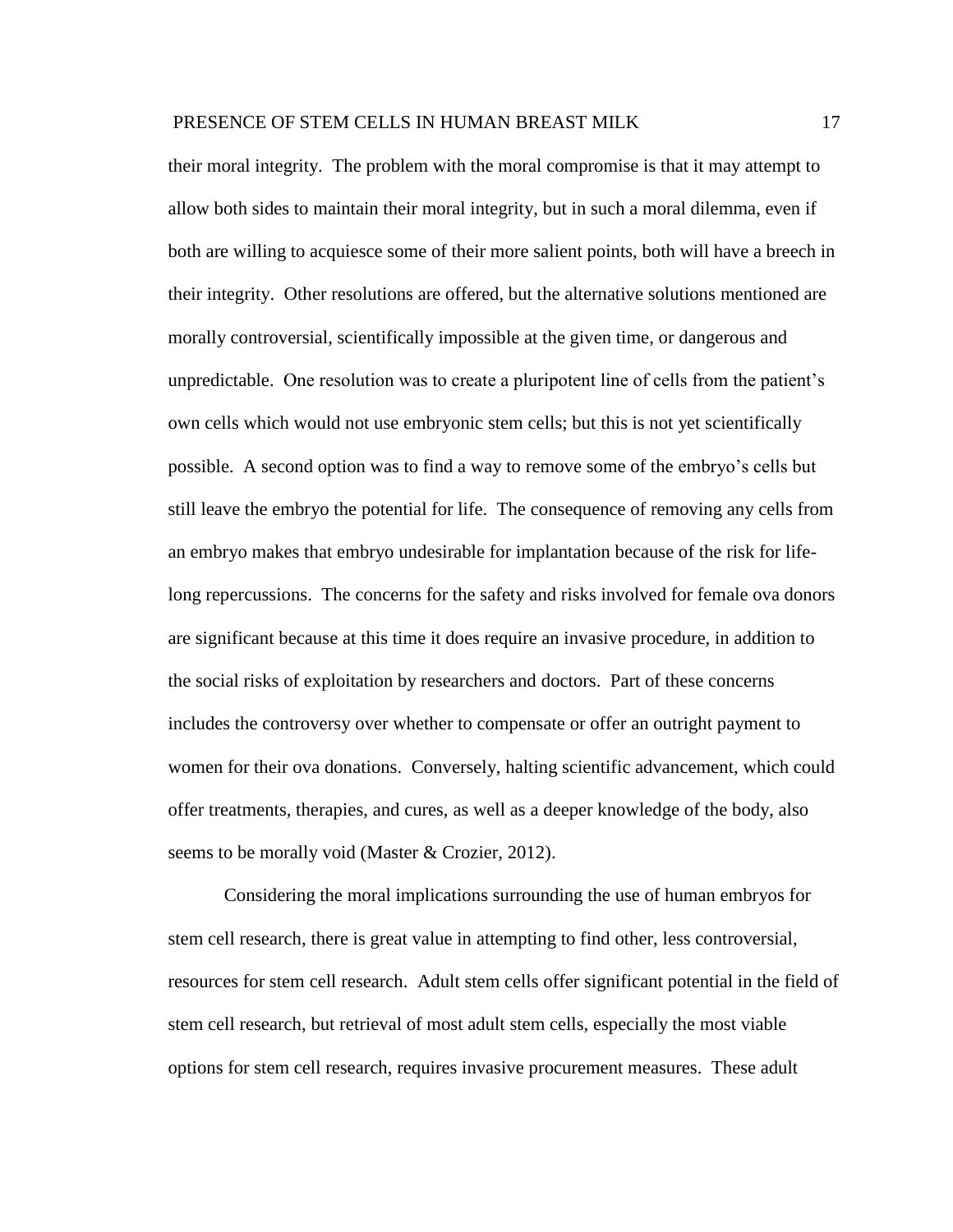their moral integrity. The problem with the moral compromise is that it may attempt to allow both sides to maintain their moral integrity, but in such a moral dilemma, even if both are willing to acquiesce some of their more salient points, both will have a breech in their integrity. Other resolutions are offered, but the alternative solutions mentioned are morally controversial, scientifically impossible at the given time, or dangerous and unpredictable. One resolution was to create a pluripotent line of cells from the patient's own cells which would not use embryonic stem cells; but this is not yet scientifically possible. A second option was to find a way to remove some of the embryo's cells but still leave the embryo the potential for life. The consequence of removing any cells from an embryo makes that embryo undesirable for implantation because of the risk for life-long repercussions. The concerns for the safety and risks involved for female ova donors are significant because at this time it does require an invasive procedure, in addition to the social risks of exploitation by researchers and doctors. Part of these concerns includes the controversy over whether to compensate or offer an outright payment to women for their ova donations. Conversely, halting scientific advancement, which could offer treatments, therapies, and cures, as well as a deeper knowledge of the body, also seems to be morally void (Master & Crozier, 2012).

Considering the moral implications surrounding the use of human embryos for stem cell research, there is great value in attempting to find other, less controversial, resources for stem cell research. Adult stem cells offer significant potential in the field of stem cell research, but retrieval of most adult stem cells, especially the most viable options for stem cell research, requires invasive procurement measures. These adult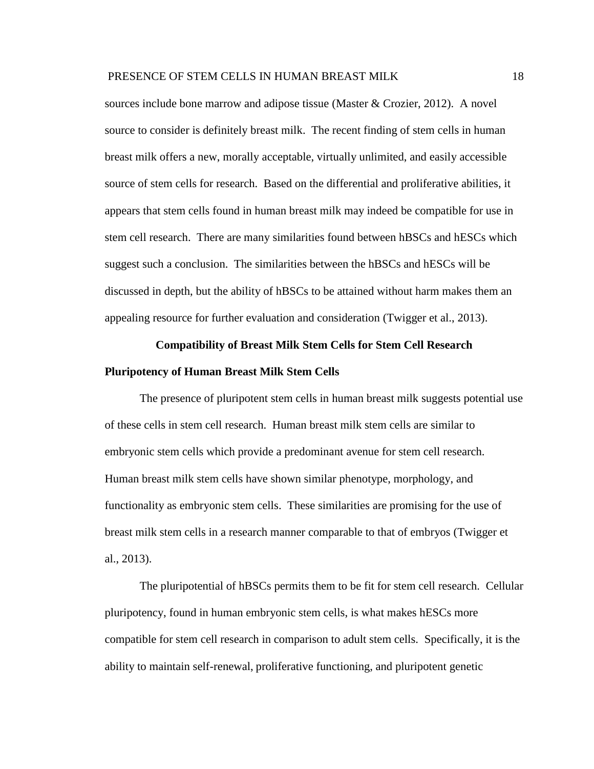sources include bone marrow and adipose tissue (Master & Crozier, 2012). A novel source to consider is definitely breast milk. The recent finding of stem cells in human breast milk offers a new, morally acceptable, virtually unlimited, and easily accessible source of stem cells for research. Based on the differential and proliferative abilities, it appears that stem cells found in human breast milk may indeed be compatible for use in stem cell research. There are many similarities found between hBSCs and hESCs which suggest such a conclusion. The similarities between the hBSCs and hESCs will be discussed in depth, but the ability of hBSCs to be attained without harm makes them an appealing resource for further evaluation and consideration (Twigger et al., 2013).

## Compatibility of Breast Milk Stem Cells for Stem Cell Research

### Pluripotency of Human Breast Milk Stem Cells

The presence of pluripotent stem cells in human breast milk suggests potential use of these cells in stem cell research. Human breast milk stem cells are similar to embryonic stem cells which provide a predominant avenue for stem cell research. Human breast milk stem cells have shown similar phenotype, morphology, and functionality as embryonic stem cells. These similarities are promising for the use of breast milk stem cells in a research manner comparable to that of embryos (Twigger et al., 2013).

The pluripotential of hBSCs permits them to be fit for stem cell research. Cellular pluripotency, found in human embryonic stem cells, is what makes hESCs more compatible for stem cell research in comparison to adult stem cells. Specifically, it is the ability to maintain self-renewal, proliferative functioning, and pluripotent genetic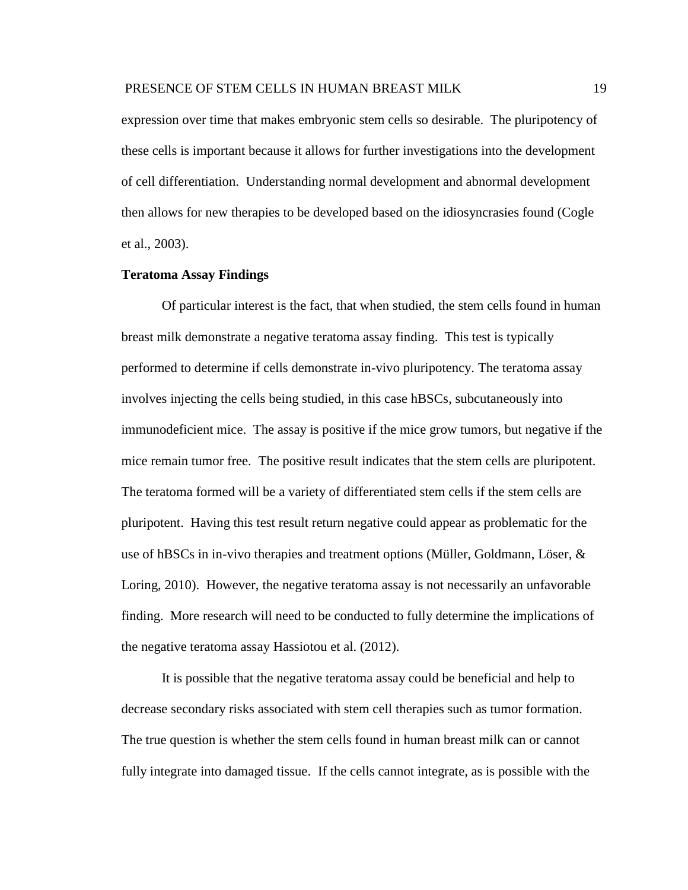expression over time that makes embryonic stem cells so desirable. The pluripotency of these cells is important because it allows for further investigations into the development of cell differentiation. Understanding normal development and abnormal development then allows for new therapies to be developed based on the idiosyncrasies found (Cogle et al., 2003).

**Teratoma Assay Findings**

Of particular interest is the fact, that when studied, the stem cells found in human breast milk demonstrate a negative teratoma assay finding. This test is typically performed to determine if cells demonstrate in-vivo pluripotency. The teratoma assay involves injecting the cells being studied, in this case hBSCs, subcutaneously into immunodeficient mice. The assay is positive if the mice grow tumors, but negative if the mice remain tumor free. The positive result indicates that the stem cells are pluripotent. The teratoma formed will be a variety of differentiated stem cells if the stem cells are pluripotent. Having this test result return negative could appear as problematic for the use of hBSCs in in-vivo therapies and treatment options (Müller, Goldmann, Löser, & Loring, 2010). However, the negative teratoma assay is not necessarily an unfavorable finding. More research will need to be conducted to fully determine the implications of the negative teratoma assay Hassiotou et al. (2012).

It is possible that the negative teratoma assay could be beneficial and help to decrease secondary risks associated with stem cell therapies such as tumor formation. The true question is whether the stem cells found in human breast milk can or cannot fully integrate into damaged tissue. If the cells cannot integrate, as is possible with the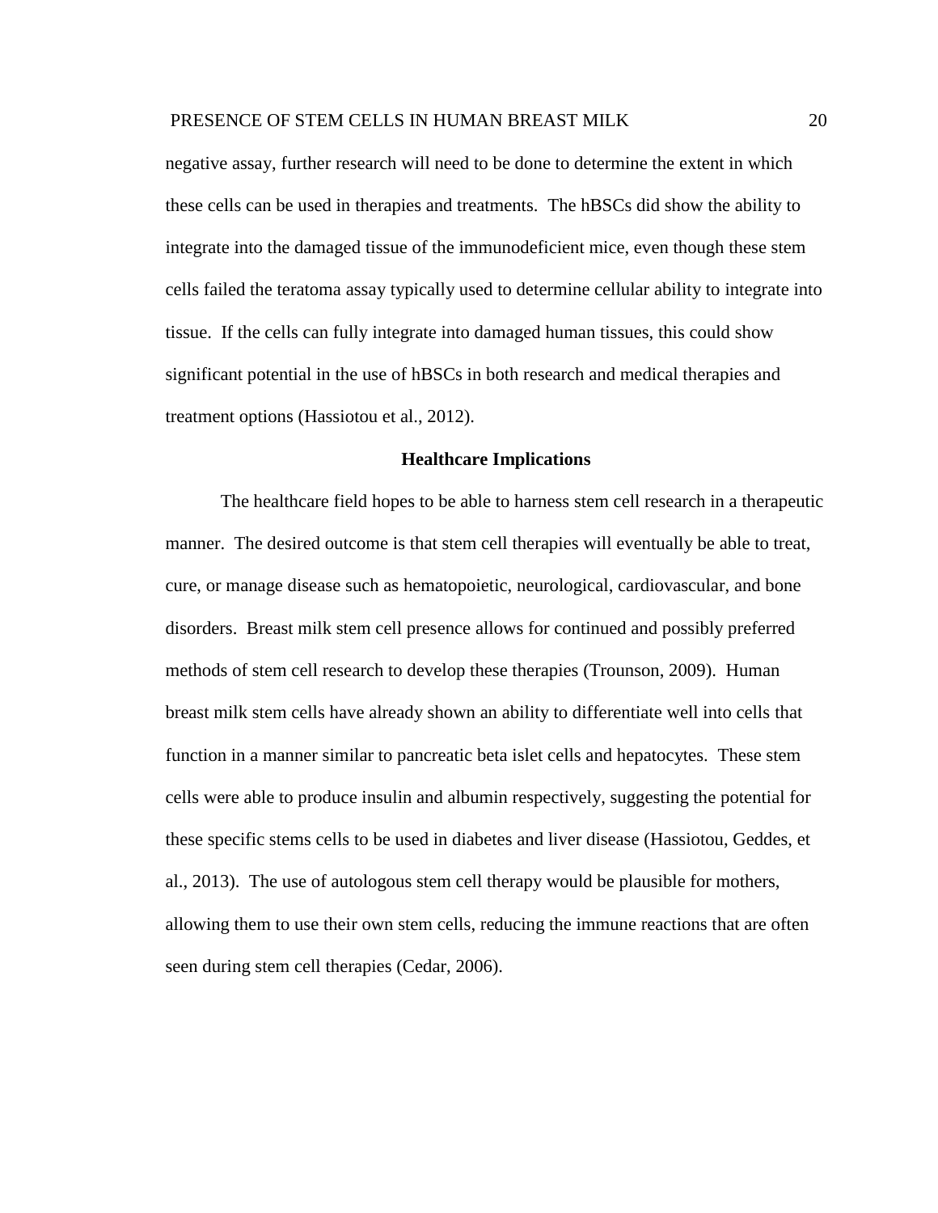negative assay, further research will need to be done to determine the extent in which these cells can be used in therapies and treatments. The hBSCs did show the ability to integrate into the damaged tissue of the immunodeficient mice, even though these stem cells failed the teratoma assay typically used to determine cellular ability to integrate into tissue. If the cells can fully integrate into damaged human tissues, this could show significant potential in the use of hBSCs in both research and medical therapies and treatment options (Hassiotou et al., 2012).

## Healthcare Implications

The healthcare field hopes to be able to harness stem cell research in a therapeutic manner. The desired outcome is that stem cell therapies will eventually be able to treat, cure, or manage disease such as hematopoietic, neurological, cardiovascular, and bone disorders. Breast milk stem cell presence allows for continued and possibly preferred methods of stem cell research to develop these therapies (Trounson, 2009). Human breast milk stem cells have already shown an ability to differentiate well into cells that function in a manner similar to pancreatic beta islet cells and hepatocytes. These stem cells were able to produce insulin and albumin respectively, suggesting the potential for these specific stems cells to be used in diabetes and liver disease (Hassiotou, Geddes, et al., 2013). The use of autologous stem cell therapy would be plausible for mothers, allowing them to use their own stem cells, reducing the immune reactions that are often seen during stem cell therapies (Cedar, 2006).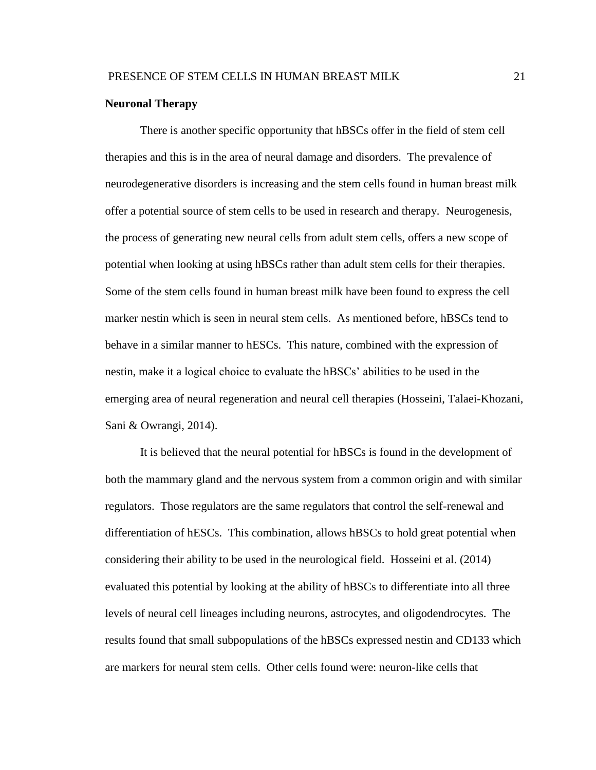**Neuronal Therapy**

There is another specific opportunity that hBSCs offer in the field of stem cell therapies and this is in the area of neural damage and disorders. The prevalence of neurodegenerative disorders is increasing and the stem cells found in human breast milk offer a potential source of stem cells to be used in research and therapy. Neurogenesis, the process of generating new neural cells from adult stem cells, offers a new scope of potential when looking at using hBSCs rather than adult stem cells for their therapies. Some of the stem cells found in human breast milk have been found to express the cell marker nestin which is seen in neural stem cells. As mentioned before, hBSCs tend to behave in a similar manner to hESCs. This nature, combined with the expression of nestin, make it a logical choice to evaluate the hBSCs' abilities to be used in the emerging area of neural regeneration and neural cell therapies (Hosseini, Talaei-Khozani, Sani & Owrangi, 2014).

It is believed that the neural potential for hBSCs is found in the development of both the mammary gland and the nervous system from a common origin and with similar regulators. Those regulators are the same regulators that control the self-renewal and differentiation of hESCs. This combination, allows hBSCs to hold great potential when considering their ability to be used in the neurological field. Hosseini et al. (2014) evaluated this potential by looking at the ability of hBSCs to differentiate into all three levels of neural cell lineages including neurons, astrocytes, and oligodendrocytes. The results found that small subpopulations of the hBSCs expressed nestin and CD133 which are markers for neural stem cells. Other cells found were: neuron-like cells that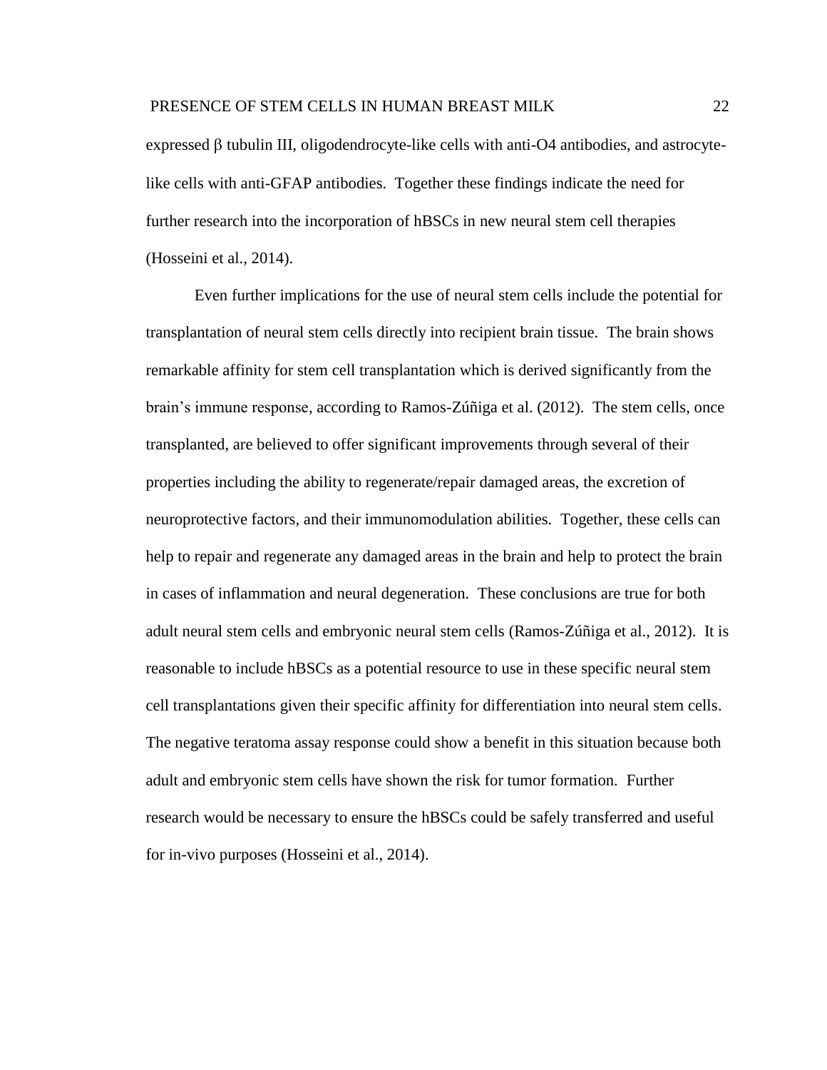expressed β tubulin III, oligodendrocyte-like cells with anti-O4 antibodies, and astrocyte-like cells with anti-GFAP antibodies. Together these findings indicate the need for further research into the incorporation of hBSCs in new neural stem cell therapies (Hosseini et al., 2014).

Even further implications for the use of neural stem cells include the potential for transplantation of neural stem cells directly into recipient brain tissue. The brain shows remarkable affinity for stem cell transplantation which is derived significantly from the brain's immune response, according to Ramos-Zúñiga et al. (2012). The stem cells, once transplanted, are believed to offer significant improvements through several of their properties including the ability to regenerate/repair damaged areas, the excretion of neuroprotective factors, and their immunomodulation abilities. Together, these cells can help to repair and regenerate any damaged areas in the brain and help to protect the brain in cases of inflammation and neural degeneration. These conclusions are true for both adult neural stem cells and embryonic neural stem cells (Ramos-Zúñiga et al., 2012). It is reasonable to include hBSCs as a potential resource to use in these specific neural stem cell transplantations given their specific affinity for differentiation into neural stem cells. The negative teratoma assay response could show a benefit in this situation because both adult and embryonic stem cells have shown the risk for tumor formation. Further research would be necessary to ensure the hBSCs could be safely transferred and useful for in-vivo purposes (Hosseini et al., 2014).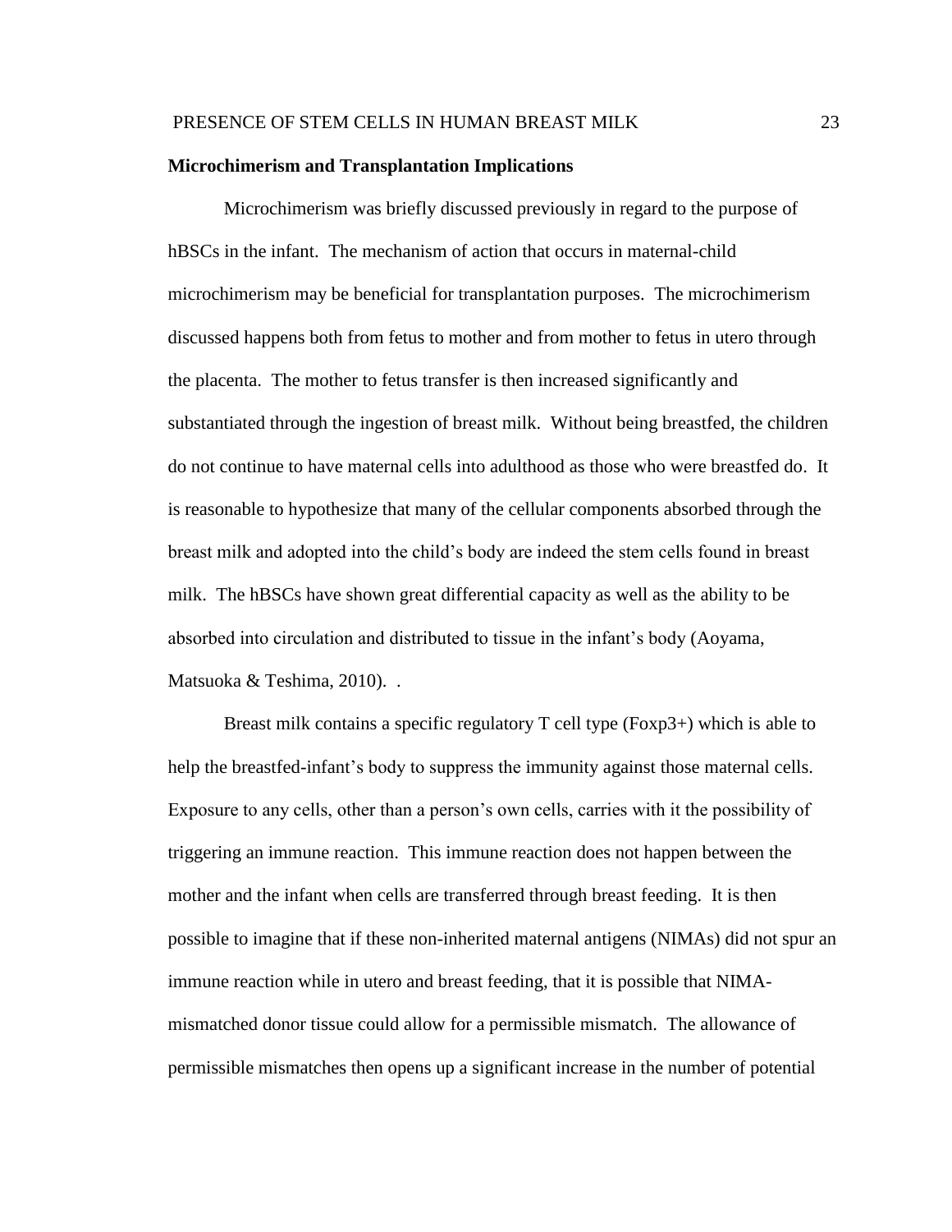**Microchimerism and Transplantation Implications**

Microchimerism was briefly discussed previously in regard to the purpose of hBSCs in the infant. The mechanism of action that occurs in maternal-child microchimerism may be beneficial for transplantation purposes. The microchimerism discussed happens both from fetus to mother and from mother to fetus in utero through the placenta. The mother to fetus transfer is then increased significantly and substantiated through the ingestion of breast milk. Without being breastfed, the children do not continue to have maternal cells into adulthood as those who were breastfed do. It is reasonable to hypothesize that many of the cellular components absorbed through the breast milk and adopted into the child's body are indeed the stem cells found in breast milk. The hBSCs have shown great differential capacity as well as the ability to be absorbed into circulation and distributed to tissue in the infant's body (Aoyama, Matsuoka & Teshima, 2010). .

Breast milk contains a specific regulatory T cell type (Foxp3+) which is able to help the breastfed-infant's body to suppress the immunity against those maternal cells. Exposure to any cells, other than a person's own cells, carries with it the possibility of triggering an immune reaction. This immune reaction does not happen between the mother and the infant when cells are transferred through breast feeding. It is then possible to imagine that if these non-inherited maternal antigens (NIMAs) did not spur an immune reaction while in utero and breast feeding, that it is possible that NIMA-mismatched donor tissue could allow for a permissible mismatch. The allowance of permissible mismatches then opens up a significant increase in the number of potential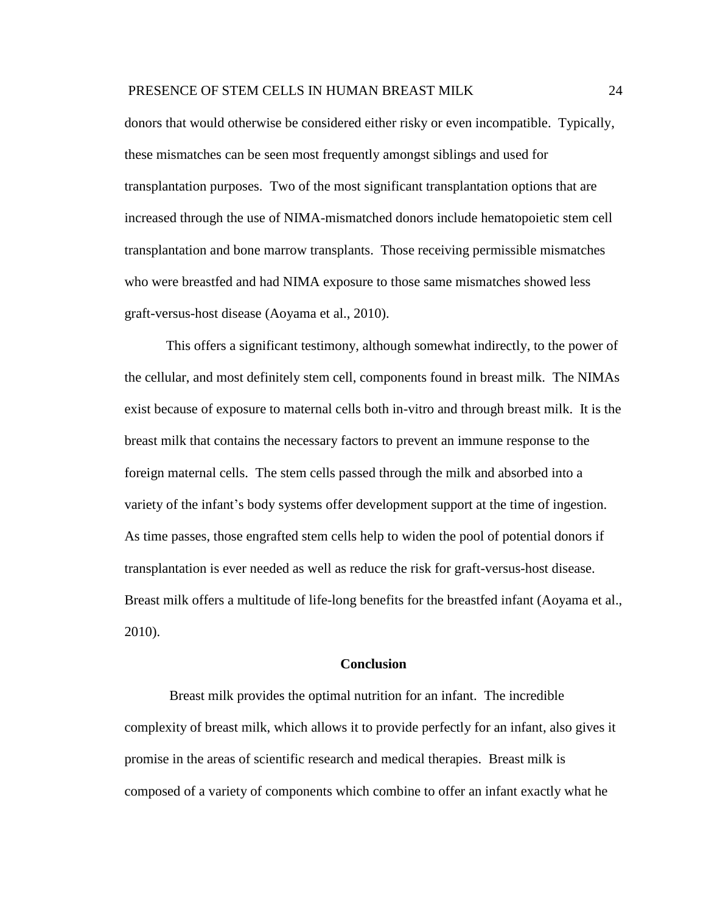donors that would otherwise be considered either risky or even incompatible. Typically, these mismatches can be seen most frequently amongst siblings and used for transplantation purposes. Two of the most significant transplantation options that are increased through the use of NIMA-mismatched donors include hematopoietic stem cell transplantation and bone marrow transplants. Those receiving permissible mismatches who were breastfed and had NIMA exposure to those same mismatches showed less graft-versus-host disease (Aoyama et al., 2010).

This offers a significant testimony, although somewhat indirectly, to the power of the cellular, and most definitely stem cell, components found in breast milk. The NIMAs exist because of exposure to maternal cells both in-vitro and through breast milk. It is the breast milk that contains the necessary factors to prevent an immune response to the foreign maternal cells. The stem cells passed through the milk and absorbed into a variety of the infant's body systems offer development support at the time of ingestion. As time passes, those engrafted stem cells help to widen the pool of potential donors if transplantation is ever needed as well as reduce the risk for graft-versus-host disease. Breast milk offers a multitude of life-long benefits for the breastfed infant (Aoyama et al., 2010).

## Conclusion

Breast milk provides the optimal nutrition for an infant. The incredible complexity of breast milk, which allows it to provide perfectly for an infant, also gives it promise in the areas of scientific research and medical therapies. Breast milk is composed of a variety of components which combine to offer an infant exactly what he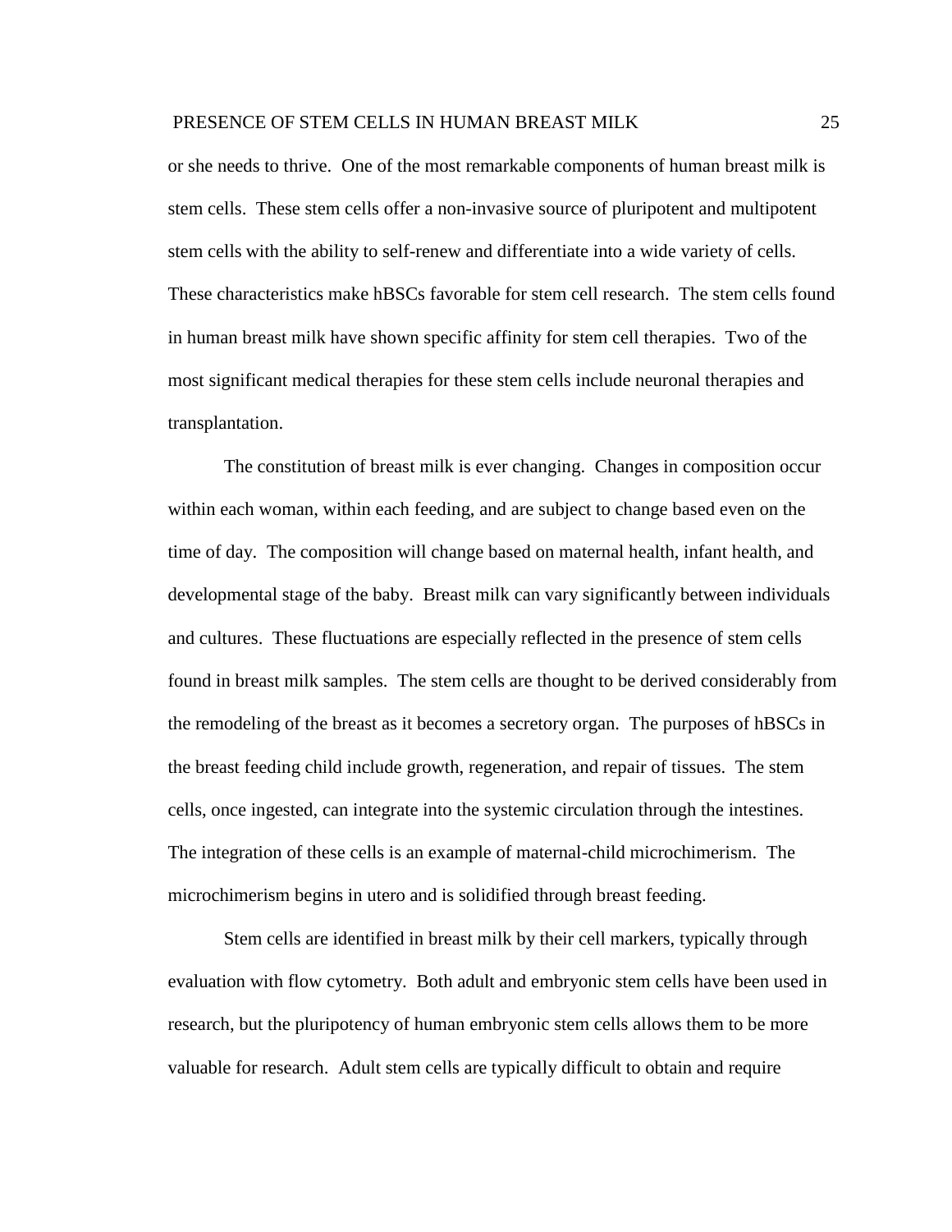or she needs to thrive. One of the most remarkable components of human breast milk is stem cells. These stem cells offer a non-invasive source of pluripotent and multipotent stem cells with the ability to self-renew and differentiate into a wide variety of cells. These characteristics make hBSCs favorable for stem cell research. The stem cells found in human breast milk have shown specific affinity for stem cell therapies. Two of the most significant medical therapies for these stem cells include neuronal therapies and transplantation.

The constitution of breast milk is ever changing. Changes in composition occur within each woman, within each feeding, and are subject to change based even on the time of day. The composition will change based on maternal health, infant health, and developmental stage of the baby. Breast milk can vary significantly between individuals and cultures. These fluctuations are especially reflected in the presence of stem cells found in breast milk samples. The stem cells are thought to be derived considerably from the remodeling of the breast as it becomes a secretory organ. The purposes of hBSCs in the breast feeding child include growth, regeneration, and repair of tissues. The stem cells, once ingested, can integrate into the systemic circulation through the intestines. The integration of these cells is an example of maternal-child microchimerism. The microchimerism begins in utero and is solidified through breast feeding.

Stem cells are identified in breast milk by their cell markers, typically through evaluation with flow cytometry. Both adult and embryonic stem cells have been used in research, but the pluripotency of human embryonic stem cells allows them to be more valuable for research. Adult stem cells are typically difficult to obtain and require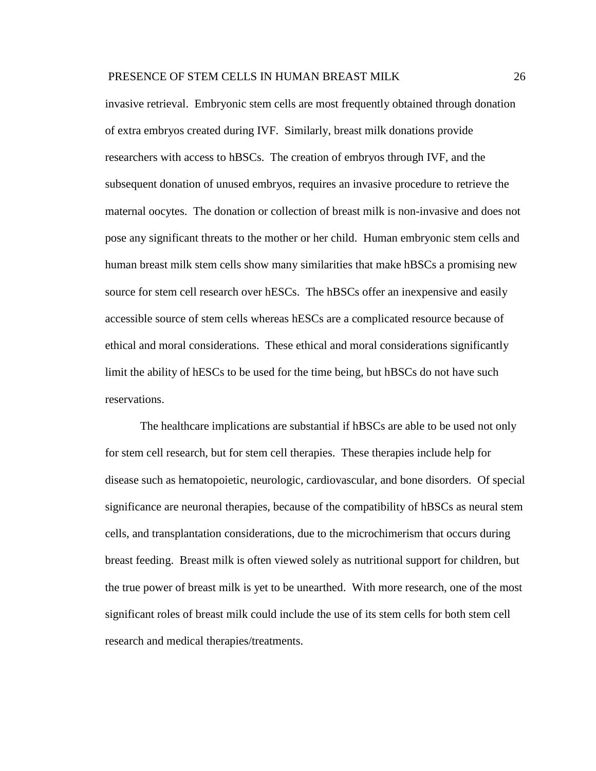invasive retrieval. Embryonic stem cells are most frequently obtained through donation of extra embryos created during IVF. Similarly, breast milk donations provide researchers with access to hBSCs. The creation of embryos through IVF, and the subsequent donation of unused embryos, requires an invasive procedure to retrieve the maternal oocytes. The donation or collection of breast milk is non-invasive and does not pose any significant threats to the mother or her child. Human embryonic stem cells and human breast milk stem cells show many similarities that make hBSCs a promising new source for stem cell research over hESCs. The hBSCs offer an inexpensive and easily accessible source of stem cells whereas hESCs are a complicated resource because of ethical and moral considerations. These ethical and moral considerations significantly limit the ability of hESCs to be used for the time being, but hBSCs do not have such reservations.

The healthcare implications are substantial if hBSCs are able to be used not only for stem cell research, but for stem cell therapies. These therapies include help for disease such as hematopoietic, neurologic, cardiovascular, and bone disorders. Of special significance are neuronal therapies, because of the compatibility of hBSCs as neural stem cells, and transplantation considerations, due to the microchimerism that occurs during breast feeding. Breast milk is often viewed solely as nutritional support for children, but the true power of breast milk is yet to be unearthed. With more research, one of the most significant roles of breast milk could include the use of its stem cells for both stem cell research and medical therapies/treatments.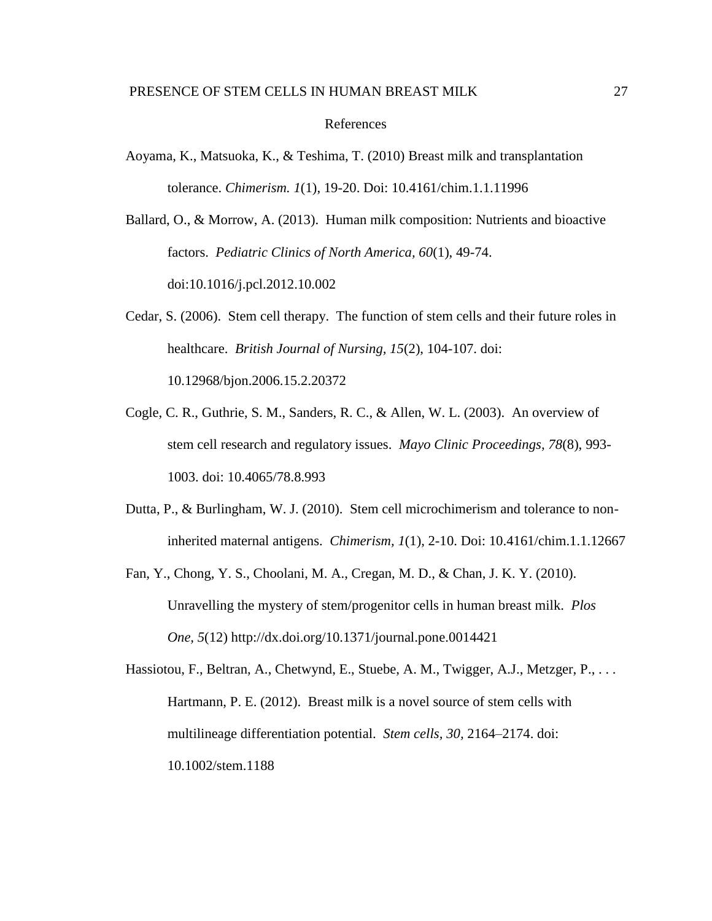# References

Aoyama, K., Matsuoka, K., & Teshima, T. (2010) Breast milk and transplantation tolerance. *Chimerism. 1*(1), 19-20. Doi: 10.4161/chim.1.1.11996

Ballard, O., & Morrow, A. (2013). Human milk composition: Nutrients and bioactive factors. *Pediatric Clinics of North America, 60*(1), 49-74. doi:10.1016/j.pcl.2012.10.002

Cedar, S. (2006). Stem cell therapy. The function of stem cells and their future roles in healthcare. *British Journal of Nursing, 15*(2), 104-107. doi: 10.12968/bjon.2006.15.2.20372

Cogle, C. R., Guthrie, S. M., Sanders, R. C., & Allen, W. L. (2003). An overview of stem cell research and regulatory issues. *Mayo Clinic Proceedings, 78*(8), 993-1003. doi: 10.4065/78.8.993

Dutta, P., & Burlingham, W. J. (2010). Stem cell microchimerism and tolerance to non-inherited maternal antigens. *Chimerism, 1*(1), 2-10. Doi: 10.4161/chim.1.1.12667

Fan, Y., Chong, Y. S., Choolani, M. A., Cregan, M. D., & Chan, J. K. Y. (2010). Unravelling the mystery of stem/progenitor cells in human breast milk. *Plos One, 5*(12) http://dx.doi.org/10.1371/journal.pone.0014421

Hassiotou, F., Beltran, A., Chetwynd, E., Stuebe, A. M., Twigger, A.J., Metzger, P., . . . Hartmann, P. E. (2012). Breast milk is a novel source of stem cells with multilineage differentiation potential. *Stem cells, 30*, 2164–2174. doi: 10.1002/stem.1188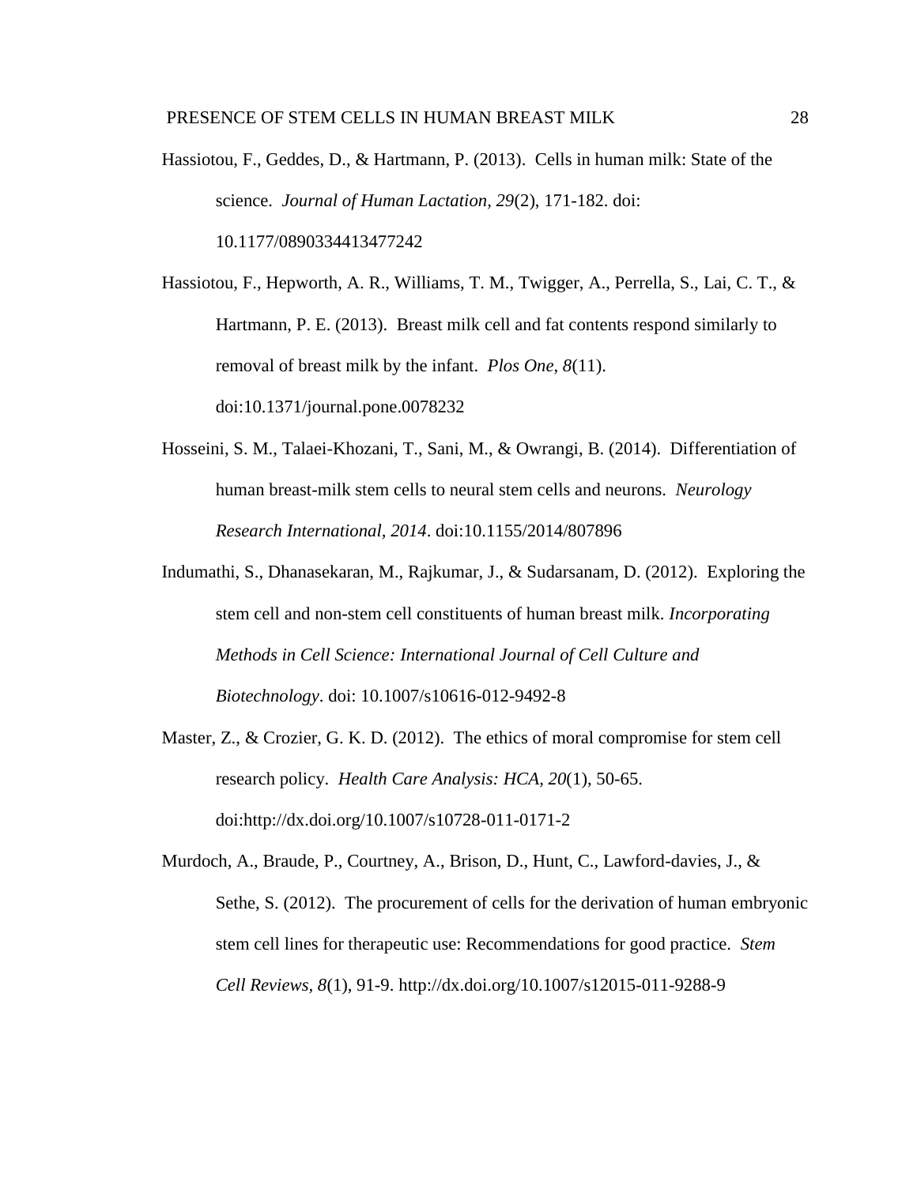Hassiotou, F., Geddes, D., & Hartmann, P. (2013). Cells in human milk: State of the science. *Journal of Human Lactation, 29*(2), 171-182. doi: 10.1177/0890334413477242

Hassiotou, F., Hepworth, A. R., Williams, T. M., Twigger, A., Perrella, S., Lai, C. T., & Hartmann, P. E. (2013). Breast milk cell and fat contents respond similarly to removal of breast milk by the infant. *Plos One*, *8*(11). doi:10.1371/journal.pone.0078232

Hosseini, S. M., Talaei-Khozani, T., Sani, M., & Owrangi, B. (2014). Differentiation of human breast-milk stem cells to neural stem cells and neurons. *Neurology Research International*, *2014*. doi:10.1155/2014/807896

Indumathi, S., Dhanasekaran, M., Rajkumar, J., & Sudarsanam, D. (2012). Exploring the stem cell and non-stem cell constituents of human breast milk. *Incorporating Methods in Cell Science: International Journal of Cell Culture and Biotechnology*. doi: 10.1007/s10616-012-9492-8

Master, Z., & Crozier, G. K. D. (2012). The ethics of moral compromise for stem cell research policy. *Health Care Analysis: HCA, 20*(1), 50-65. doi:http://dx.doi.org/10.1007/s10728-011-0171-2

Murdoch, A., Braude, P., Courtney, A., Brison, D., Hunt, C., Lawford-davies, J., & Sethe, S. (2012). The procurement of cells for the derivation of human embryonic stem cell lines for therapeutic use: Recommendations for good practice. *Stem Cell Reviews, 8*(1), 91-9. http://dx.doi.org/10.1007/s12015-011-9288-9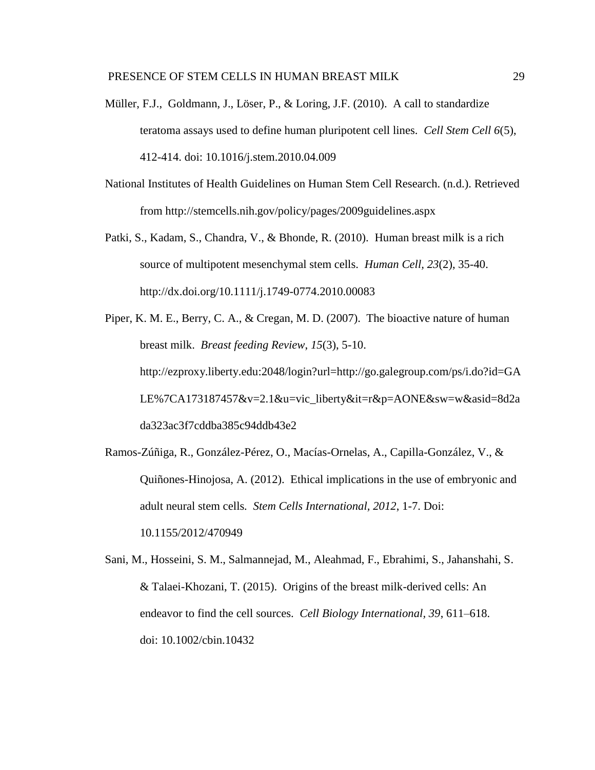Müller, F.J., Goldmann, J., Löser, P., & Loring, J.F. (2010). A call to standardize teratoma assays used to define human pluripotent cell lines. *Cell Stem Cell 6*(5), 412-414. doi: 10.1016/j.stem.2010.04.009

National Institutes of Health Guidelines on Human Stem Cell Research. (n.d.). Retrieved from http://stemcells.nih.gov/policy/pages/2009guidelines.aspx

Patki, S., Kadam, S., Chandra, V., & Bhonde, R. (2010). Human breast milk is a rich source of multipotent mesenchymal stem cells. *Human Cell*, *23*(2), 35-40. http://dx.doi.org/10.1111/j.1749-0774.2010.00083

Piper, K. M. E., Berry, C. A., & Cregan, M. D. (2007). The bioactive nature of human breast milk. *Breast feeding Review*, *15*(3), 5-10. http://ezproxy.liberty.edu:2048/login?url=http://go.galegroup.com/ps/i.do?id=GALE%7CA173187457&v=2.1&u=vic_liberty&it=r&p=AONE&sw=w&asid=8d2ada323ac3f7cddba385c94ddb43e2

Ramos-Zúñiga, R., González-Pérez, O., Macías-Ornelas, A., Capilla-González, V., & Quiñones-Hinojosa, A. (2012). Ethical implications in the use of embryonic and adult neural stem cells. *Stem Cells International, 2012*, 1-7. Doi: 10.1155/2012/470949

Sani, M., Hosseini, S. M., Salmannejad, M., Aleahmad, F., Ebrahimi, S., Jahanshahi, S. & Talaei-Khozani, T. (2015). Origins of the breast milk-derived cells: An endeavor to find the cell sources. *Cell Biology International, 39*, 611–618. doi: 10.1002/cbin.10432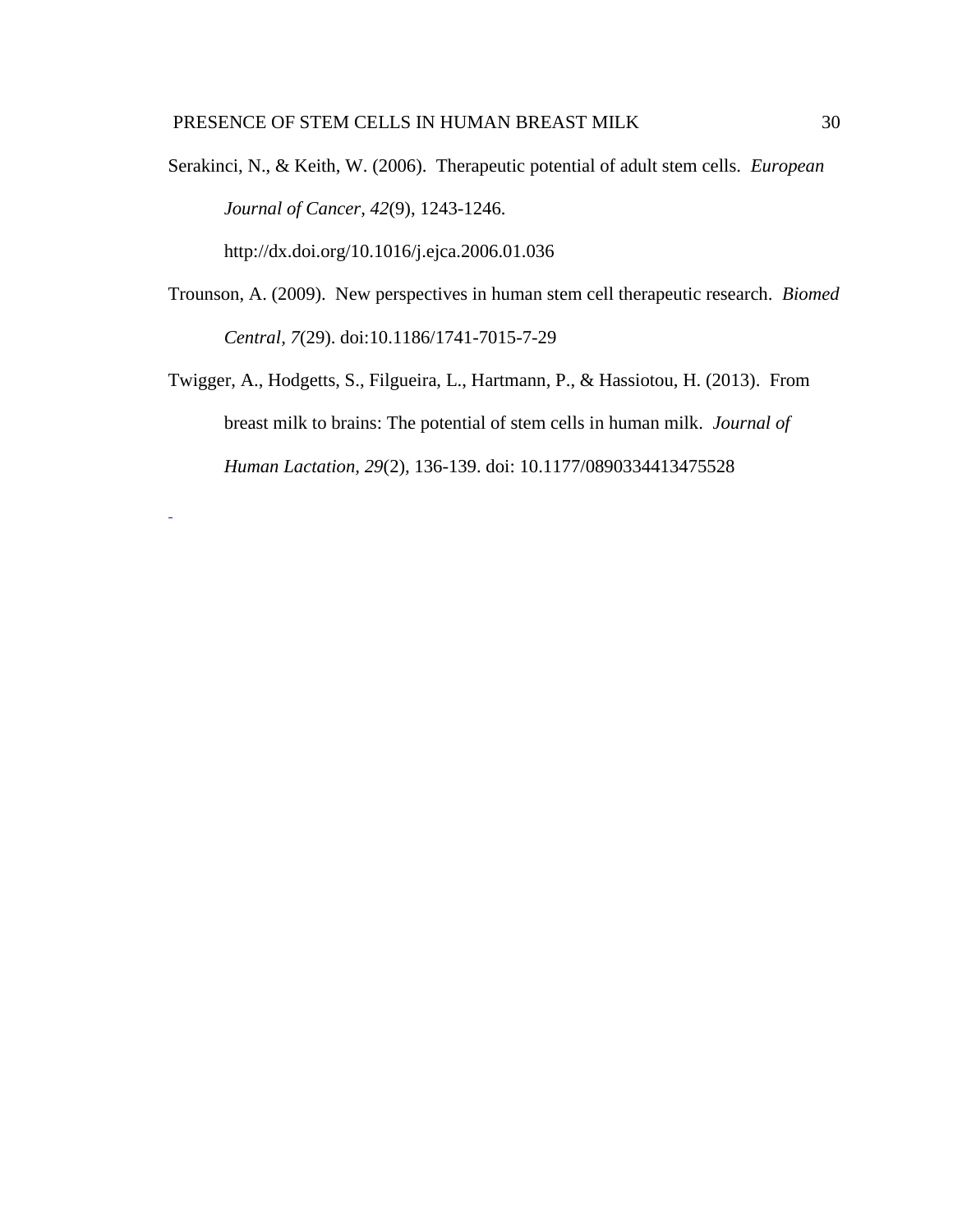Serakinci, N., & Keith, W. (2006). Therapeutic potential of adult stem cells. *European Journal of Cancer*, *42*(9), 1243-1246. http://dx.doi.org/10.1016/j.ejca.2006.01.036

Trounson, A. (2009). New perspectives in human stem cell therapeutic research. *Biomed Central*, *7*(29). doi:10.1186/1741-7015-7-29

Twigger, A., Hodgetts, S., Filgueira, L., Hartmann, P., & Hassiotou, H. (2013). From breast milk to brains: The potential of stem cells in human milk. *Journal of Human Lactation, 29*(2), 136-139. doi: 10.1177/0890334413475528